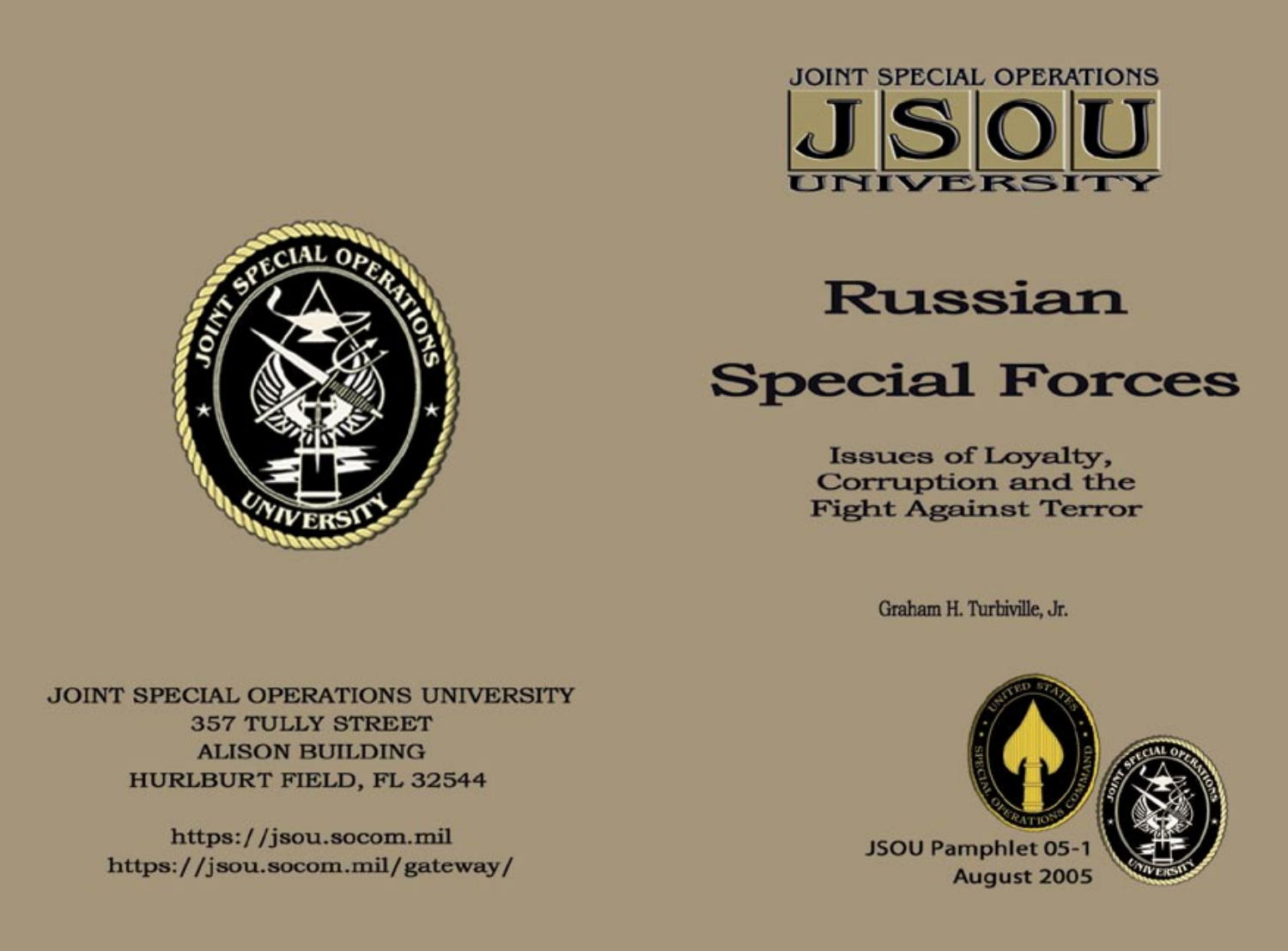JOINT SPECIAL OPERATIONS
JSOU
UNIVERSITY

# Russian Special Forces

## Issues of Loyalty, Corruption and the Fight Against Terror

Graham H. Turbiville, Jr.

JSOU Pamphlet 05-1
August 2005

JOINT SPECIAL OPERATIONS UNIVERSITY
357 TULLY STREET
ALISON BUILDING
HURLBURT FIELD, FL 32544

https://jsou.socom.mil
https://jsou.socom.mil/gateway/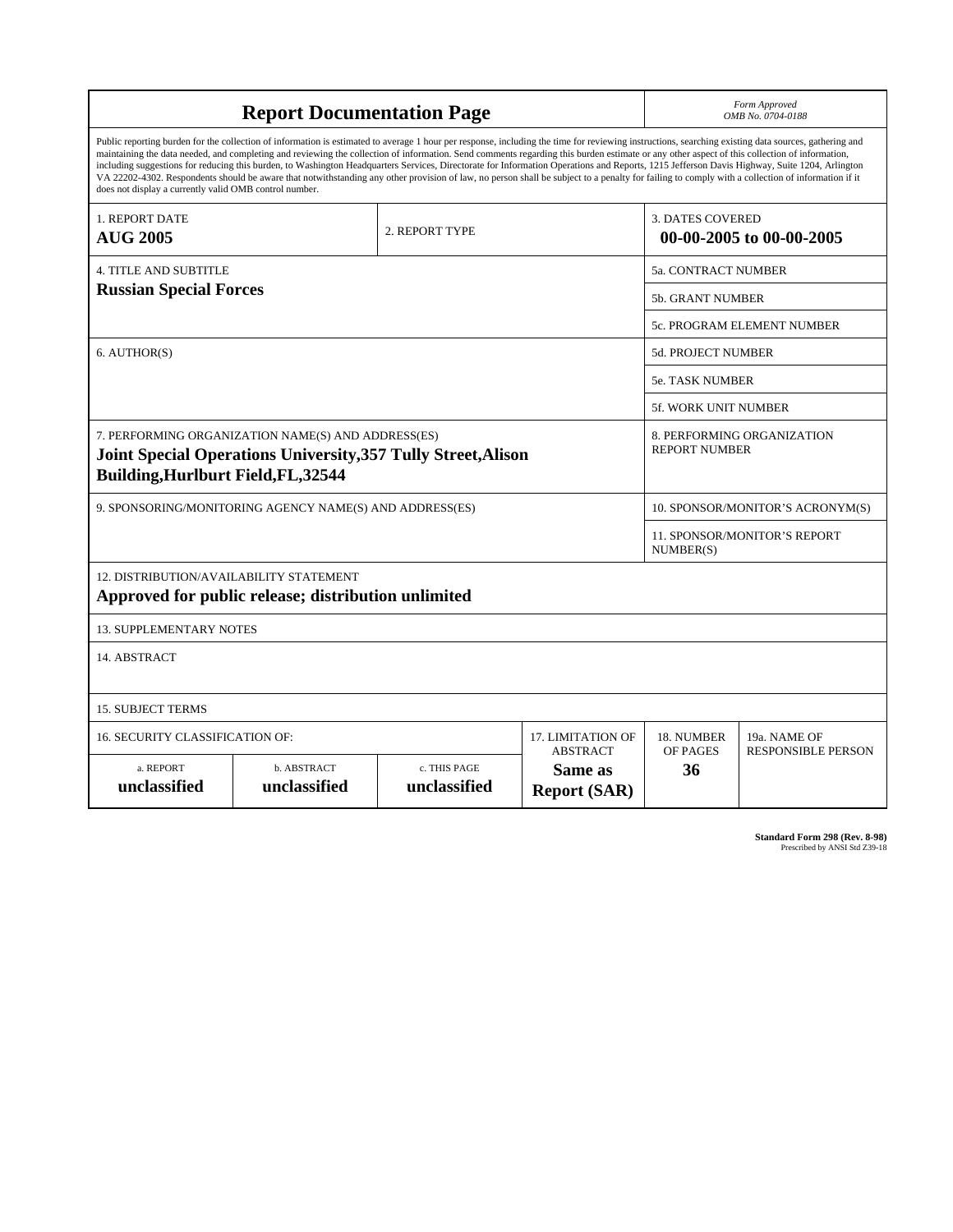# Report Documentation Page

*Form Approved*
*OMB No. 0704-0188*

Public reporting burden for the collection of information is estimated to average 1 hour per response, including the time for reviewing instructions, searching existing data sources, gathering and maintaining the data needed, and completing and reviewing the collection of information. Send comments regarding this burden estimate or any other aspect of this collection of information, including suggestions for reducing this burden, to Washington Headquarters Services, Directorate for Information Operations and Reports, 1215 Jefferson Davis Highway, Suite 1204, Arlington VA 22202-4302. Respondents should be aware that notwithstanding any other provision of law, no person shall be subject to a penalty for failing to comply with a collection of information if it does not display a currently valid OMB control number.

| | | |
|---|---|---|
| 1. REPORT DATE **AUG 2005** | 2. REPORT TYPE | 3. DATES COVERED **00-00-2005 to 00-00-2005** |
| 4. TITLE AND SUBTITLE **Russian Special Forces** | | 5a. CONTRACT NUMBER |
| | | 5b. GRANT NUMBER |
| | | 5c. PROGRAM ELEMENT NUMBER |
| 6. AUTHOR(S) | | 5d. PROJECT NUMBER |
| | | 5e. TASK NUMBER |
| | | 5f. WORK UNIT NUMBER |
| 7. PERFORMING ORGANIZATION NAME(S) AND ADDRESS(ES) **Joint Special Operations University,357 Tully Street,Alison Building,Hurlburt Field,FL,32544** | | 8. PERFORMING ORGANIZATION REPORT NUMBER |
| 9. SPONSORING/MONITORING AGENCY NAME(S) AND ADDRESS(ES) | | 10. SPONSOR/MONITOR'S ACRONYM(S) |
| | | 11. SPONSOR/MONITOR'S REPORT NUMBER(S) |

12. DISTRIBUTION/AVAILABILITY STATEMENT
**Approved for public release; distribution unlimited**

13. SUPPLEMENTARY NOTES

14. ABSTRACT

15. SUBJECT TERMS

| 16. SECURITY CLASSIFICATION OF: | | | 17. LIMITATION OF ABSTRACT | 18. NUMBER OF PAGES | 19a. NAME OF RESPONSIBLE PERSON |
|---|---|---|---|---|---|
| a. REPORT | b. ABSTRACT | c. THIS PAGE | | | |
| **unclassified** | **unclassified** | **unclassified** | **Same as Report (SAR)** | **36** | |

**Standard Form 298 (Rev. 8-98)**
Prescribed by ANSI Std Z39-18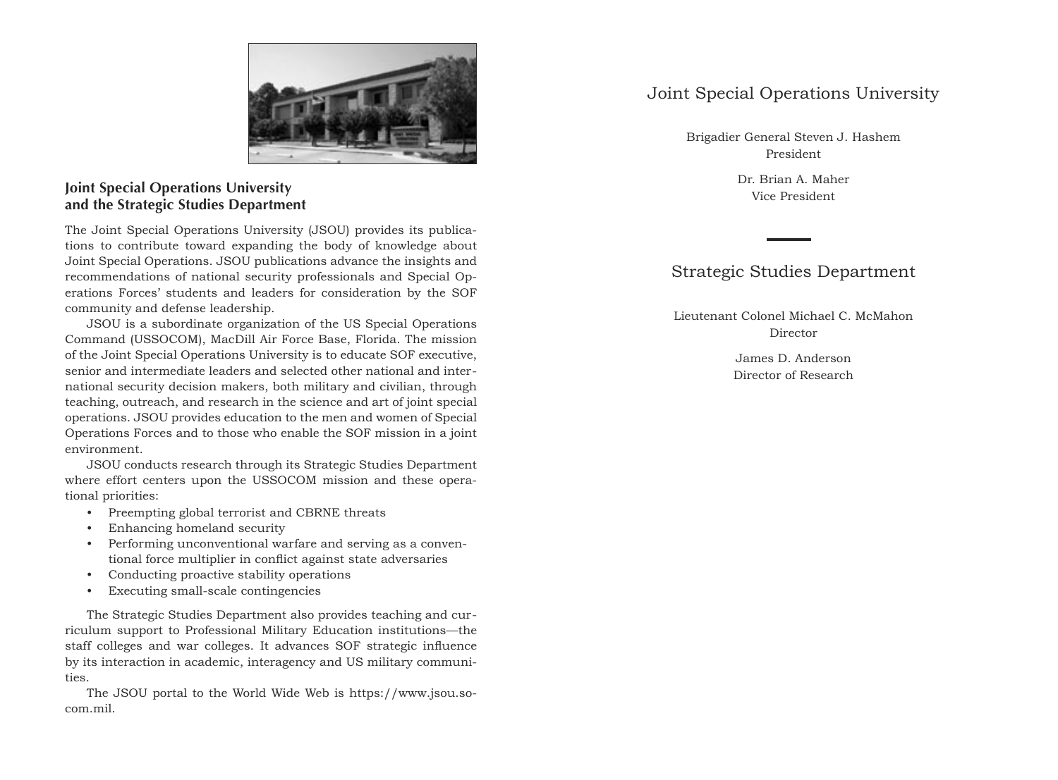## Joint Special Operations University and the Strategic Studies Department

The Joint Special Operations University (JSOU) provides its publications to contribute toward expanding the body of knowledge about Joint Special Operations. JSOU publications advance the insights and recommendations of national security professionals and Special Operations Forces' students and leaders for consideration by the SOF community and defense leadership.

JSOU is a subordinate organization of the US Special Operations Command (USSOCOM), MacDill Air Force Base, Florida. The mission of the Joint Special Operations University is to educate SOF executive, senior and intermediate leaders and selected other national and international security decision makers, both military and civilian, through teaching, outreach, and research in the science and art of joint special operations. JSOU provides education to the men and women of Special Operations Forces and to those who enable the SOF mission in a joint environment.

JSOU conducts research through its Strategic Studies Department where effort centers upon the USSOCOM mission and these operational priorities:

- Preempting global terrorist and CBRNE threats
- Enhancing homeland security
- Performing unconventional warfare and serving as a conventional force multiplier in conflict against state adversaries
- Conducting proactive stability operations
- Executing small-scale contingencies

The Strategic Studies Department also provides teaching and curriculum support to Professional Military Education institutions—the staff colleges and war colleges. It advances SOF strategic influence by its interaction in academic, interagency and US military communities.

The JSOU portal to the World Wide Web is https://www.jsou.socom.mil.

## Joint Special Operations University

Brigadier General Steven J. Hashem
President

Dr. Brian A. Maher
Vice President

## Strategic Studies Department

Lieutenant Colonel Michael C. McMahon
Director

James D. Anderson
Director of Research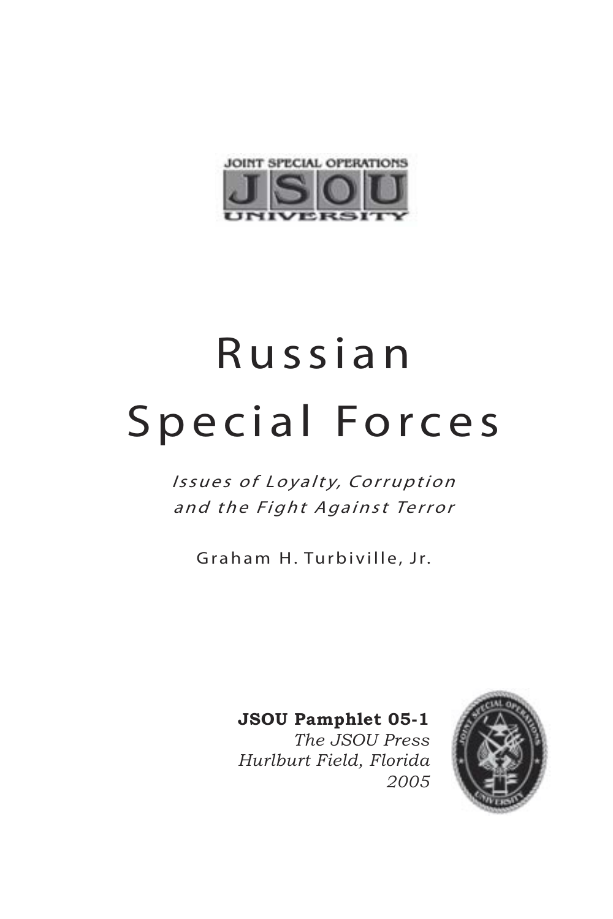# Russian Special Forces

*Issues of Loyalty, Corruption and the Fight Against Terror*

Graham H. Turbiville, Jr.

**JSOU Pamphlet 05-1**
*The JSOU Press*
*Hurlburt Field, Florida*
*2005*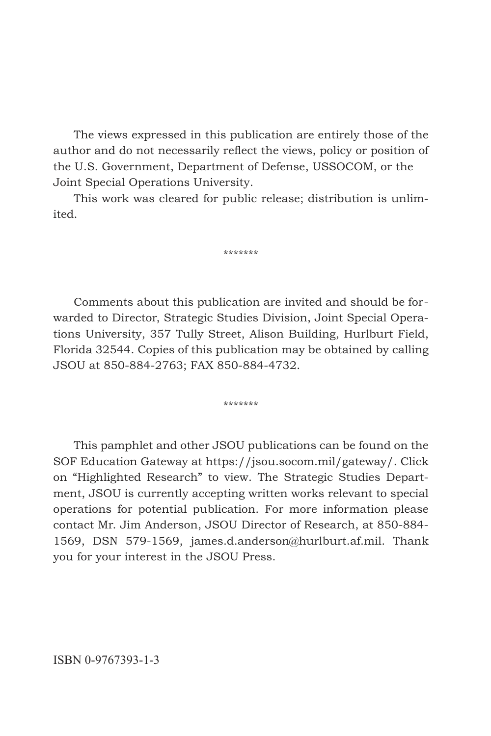The views expressed in this publication are entirely those of the author and do not necessarily reflect the views, policy or position of the U.S. Government, Department of Defense, USSOCOM, or the Joint Special Operations University.

This work was cleared for public release; distribution is unlimited.

*******

Comments about this publication are invited and should be forwarded to Director, Strategic Studies Division, Joint Special Operations University, 357 Tully Street, Alison Building, Hurlburt Field, Florida 32544. Copies of this publication may be obtained by calling JSOU at 850-884-2763; FAX 850-884-4732.

*******

This pamphlet and other JSOU publications can be found on the SOF Education Gateway at https://jsou.socom.mil/gateway/. Click on "Highlighted Research" to view. The Strategic Studies Department, JSOU is currently accepting written works relevant to special operations for potential publication. For more information please contact Mr. Jim Anderson, JSOU Director of Research, at 850-884-1569, DSN 579-1569, james.d.anderson@hurlburt.af.mil. Thank you for your interest in the JSOU Press.

ISBN 0-9767393-1-3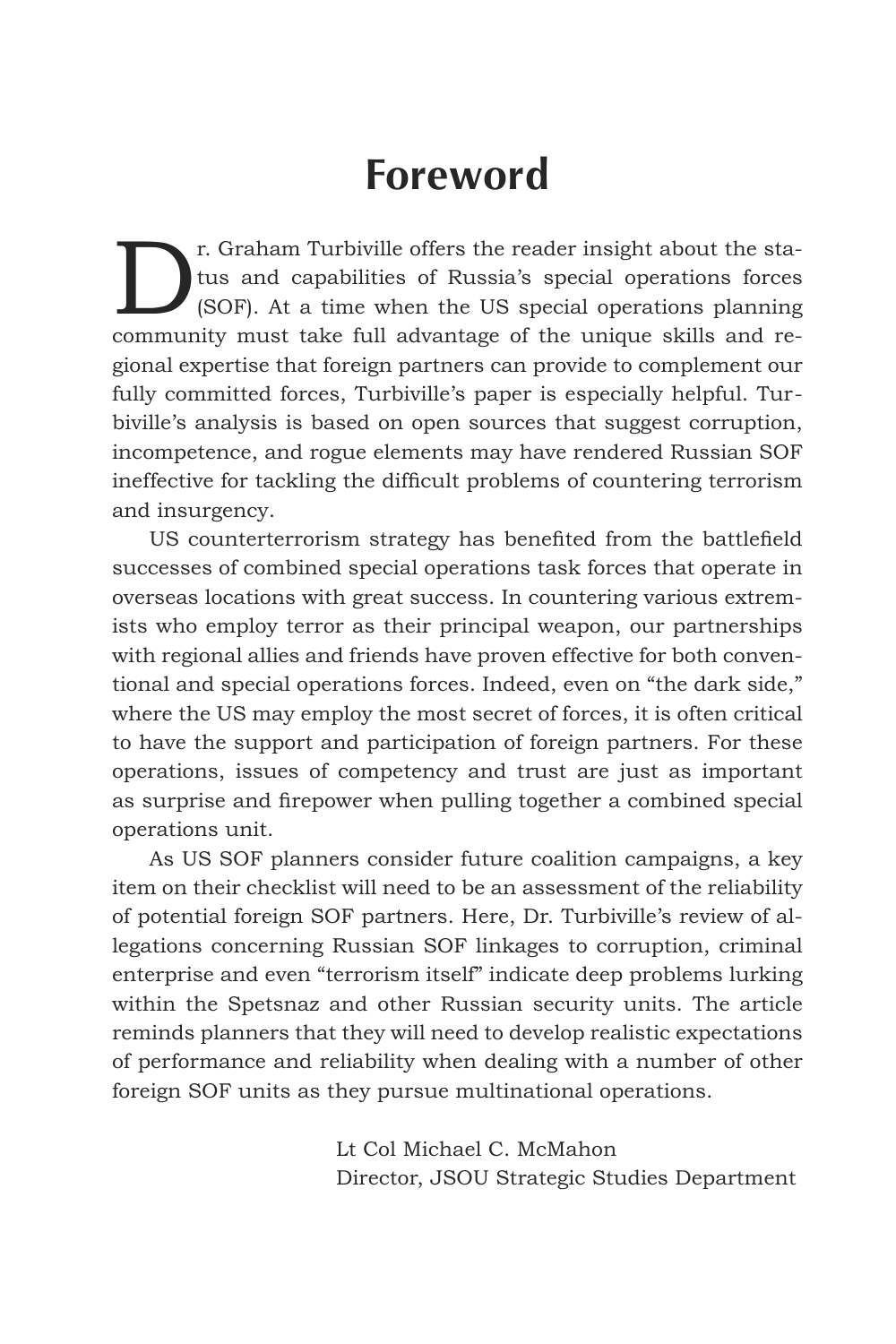# Foreword

Dr. Graham Turbiville offers the reader insight about the status and capabilities of Russia's special operations forces (SOF). At a time when the US special operations planning community must take full advantage of the unique skills and regional expertise that foreign partners can provide to complement our fully committed forces, Turbiville's paper is especially helpful. Turbiville's analysis is based on open sources that suggest corruption, incompetence, and rogue elements may have rendered Russian SOF ineffective for tackling the difficult problems of countering terrorism and insurgency.

US counterterrorism strategy has benefited from the battlefield successes of combined special operations task forces that operate in overseas locations with great success. In countering various extremists who employ terror as their principal weapon, our partnerships with regional allies and friends have proven effective for both conventional and special operations forces. Indeed, even on "the dark side," where the US may employ the most secret of forces, it is often critical to have the support and participation of foreign partners. For these operations, issues of competency and trust are just as important as surprise and firepower when pulling together a combined special operations unit.

As US SOF planners consider future coalition campaigns, a key item on their checklist will need to be an assessment of the reliability of potential foreign SOF partners. Here, Dr. Turbiville's review of allegations concerning Russian SOF linkages to corruption, criminal enterprise and even "terrorism itself" indicate deep problems lurking within the Spetsnaz and other Russian security units. The article reminds planners that they will need to develop realistic expectations of performance and reliability when dealing with a number of other foreign SOF units as they pursue multinational operations.

Lt Col Michael C. McMahon
Director, JSOU Strategic Studies Department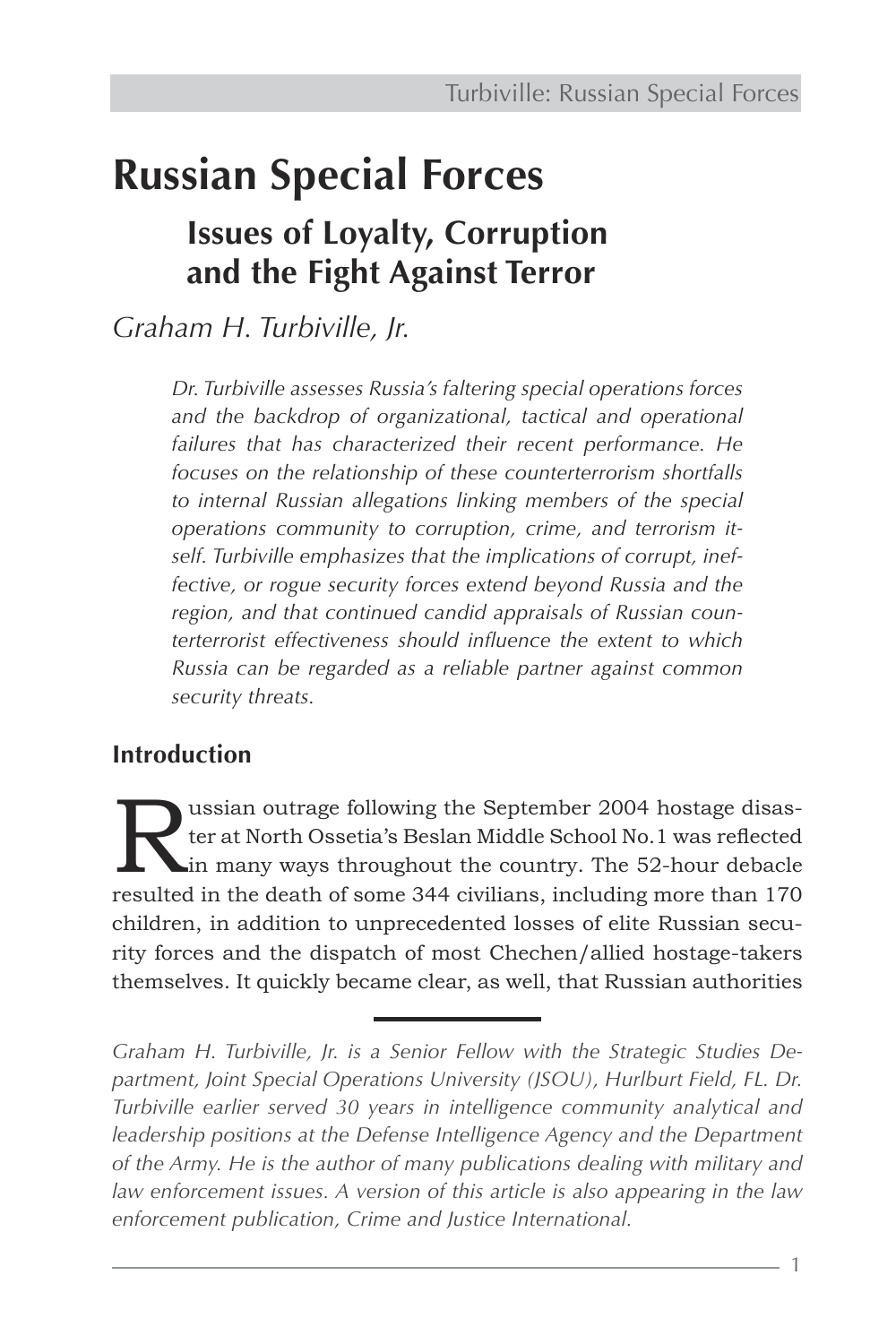# Russian Special Forces

## Issues of Loyalty, Corruption and the Fight Against Terror

*Graham H. Turbiville, Jr.*

*Dr. Turbiville assesses Russia's faltering special operations forces and the backdrop of organizational, tactical and operational failures that has characterized their recent performance. He focuses on the relationship of these counterterrorism shortfalls to internal Russian allegations linking members of the special operations community to corruption, crime, and terrorism itself. Turbiville emphasizes that the implications of corrupt, ineffective, or rogue security forces extend beyond Russia and the region, and that continued candid appraisals of Russian counterterrorist effectiveness should influence the extent to which Russia can be regarded as a reliable partner against common security threats.*

### Introduction

Russian outrage following the September 2004 hostage disaster at North Ossetia's Beslan Middle School No.1 was reflected in many ways throughout the country. The 52-hour debacle resulted in the death of some 344 civilians, including more than 170 children, in addition to unprecedented losses of elite Russian security forces and the dispatch of most Chechen/allied hostage-takers themselves. It quickly became clear, as well, that Russian authorities

---

*Graham H. Turbiville, Jr. is a Senior Fellow with the Strategic Studies Department, Joint Special Operations University (JSOU), Hurlburt Field, FL. Dr. Turbiville earlier served 30 years in intelligence community analytical and leadership positions at the Defense Intelligence Agency and the Department of the Army. He is the author of many publications dealing with military and law enforcement issues. A version of this article is also appearing in the law enforcement publication, Crime and Justice International.*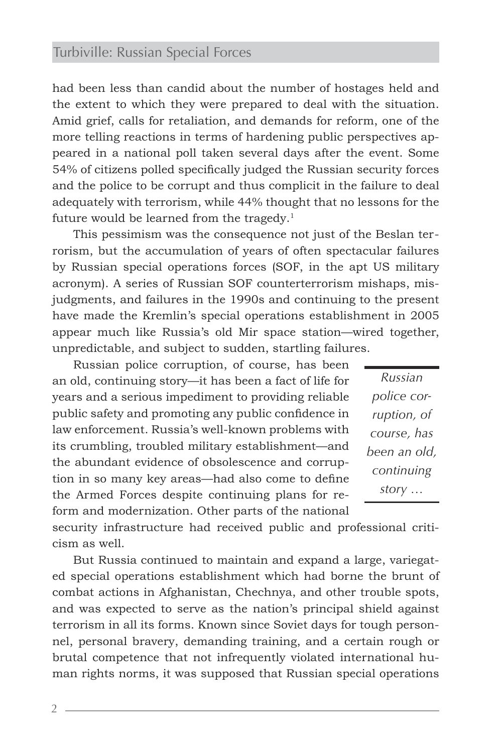had been less than candid about the number of hostages held and the extent to which they were prepared to deal with the situation. Amid grief, calls for retaliation, and demands for reform, one of the more telling reactions in terms of hardening public perspectives appeared in a national poll taken several days after the event. Some 54% of citizens polled specifically judged the Russian security forces and the police to be corrupt and thus complicit in the failure to deal adequately with terrorism, while 44% thought that no lessons for the future would be learned from the tragedy.[1]

This pessimism was the consequence not just of the Beslan terrorism, but the accumulation of years of often spectacular failures by Russian special operations forces (SOF, in the apt US military acronym). A series of Russian SOF counterterrorism mishaps, misjudgments, and failures in the 1990s and continuing to the present have made the Kremlin's special operations establishment in 2005 appear much like Russia's old Mir space station—wired together, unpredictable, and subject to sudden, startling failures.

Russian police corruption, of course, has been an old, continuing story—it has been a fact of life for years and a serious impediment to providing reliable public safety and promoting any public confidence in law enforcement. Russia's well-known problems with its crumbling, troubled military establishment—and the abundant evidence of obsolescence and corruption in so many key areas—had also come to define the Armed Forces despite continuing plans for reform and modernization. Other parts of the national security infrastructure had received public and professional criticism as well.

*Russian police corruption, of course, has been an old, continuing story …*

But Russia continued to maintain and expand a large, variegated special operations establishment which had borne the brunt of combat actions in Afghanistan, Chechnya, and other trouble spots, and was expected to serve as the nation's principal shield against terrorism in all its forms. Known since Soviet days for tough personnel, personal bravery, demanding training, and a certain rough or brutal competence that not infrequently violated international human rights norms, it was supposed that Russian special operations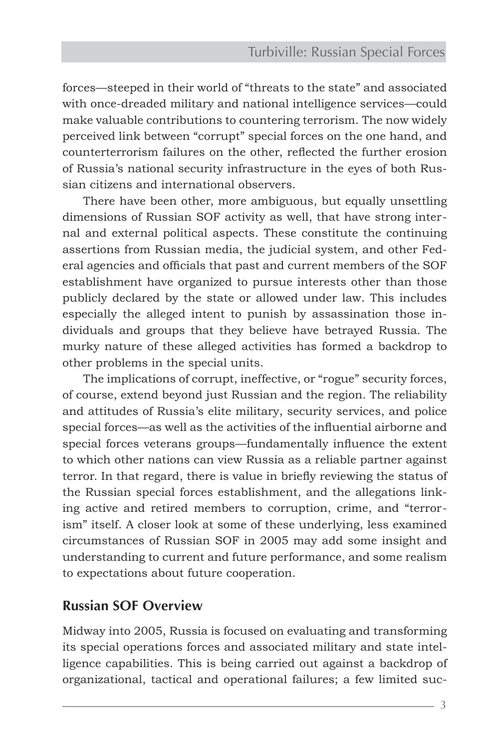forces—steeped in their world of "threats to the state" and associated with once-dreaded military and national intelligence services—could make valuable contributions to countering terrorism. The now widely perceived link between "corrupt" special forces on the one hand, and counterterrorism failures on the other, reflected the further erosion of Russia's national security infrastructure in the eyes of both Russian citizens and international observers.

There have been other, more ambiguous, but equally unsettling dimensions of Russian SOF activity as well, that have strong internal and external political aspects. These constitute the continuing assertions from Russian media, the judicial system, and other Federal agencies and officials that past and current members of the SOF establishment have organized to pursue interests other than those publicly declared by the state or allowed under law. This includes especially the alleged intent to punish by assassination those individuals and groups that they believe have betrayed Russia. The murky nature of these alleged activities has formed a backdrop to other problems in the special units.

The implications of corrupt, ineffective, or "rogue" security forces, of course, extend beyond just Russian and the region. The reliability and attitudes of Russia's elite military, security services, and police special forces—as well as the activities of the influential airborne and special forces veterans groups—fundamentally influence the extent to which other nations can view Russia as a reliable partner against terror. In that regard, there is value in briefly reviewing the status of the Russian special forces establishment, and the allegations linking active and retired members to corruption, crime, and "terrorism" itself. A closer look at some of these underlying, less examined circumstances of Russian SOF in 2005 may add some insight and understanding to current and future performance, and some realism to expectations about future cooperation.

## Russian SOF Overview

Midway into 2005, Russia is focused on evaluating and transforming its special operations forces and associated military and state intelligence capabilities. This is being carried out against a backdrop of organizational, tactical and operational failures; a few limited suc-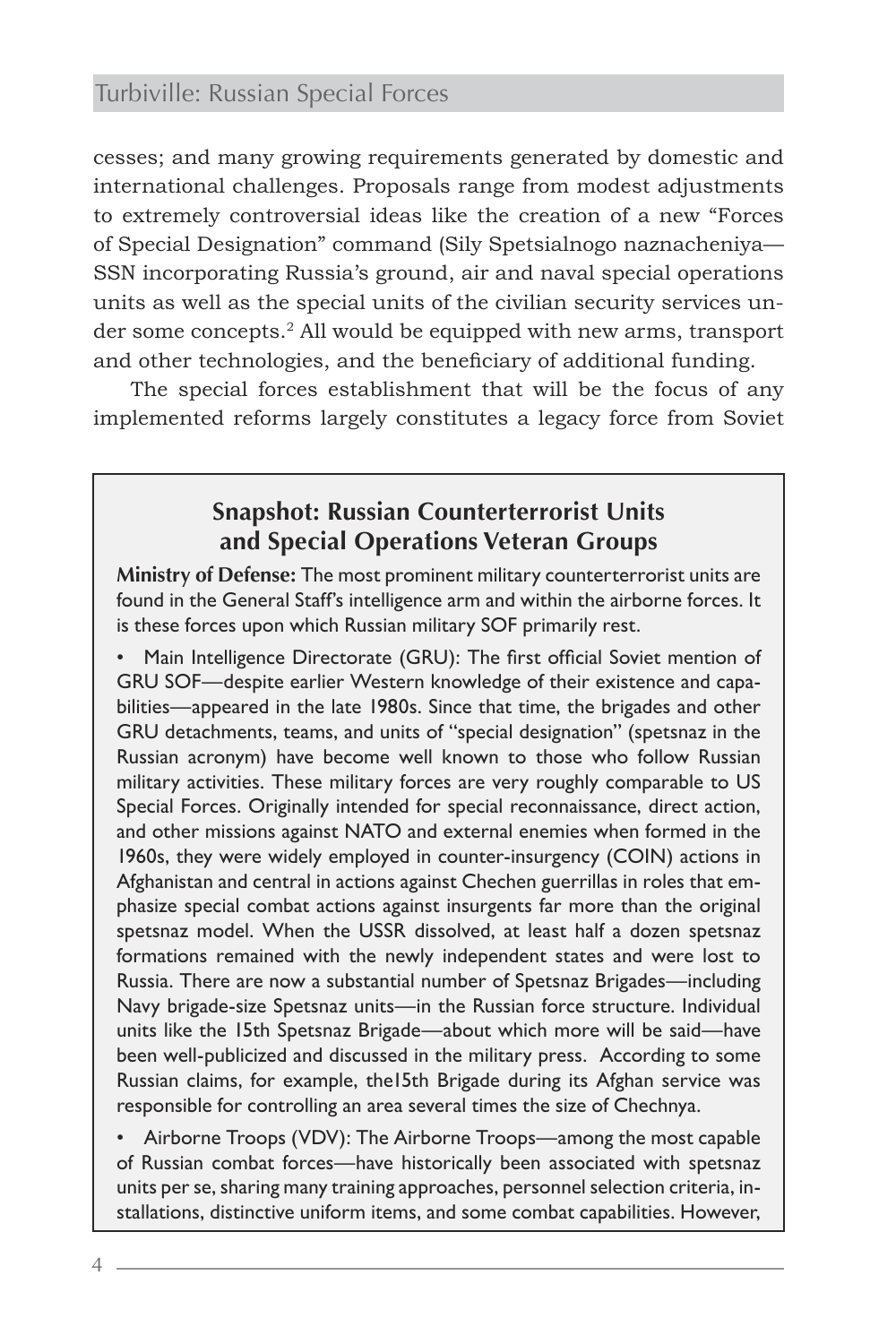cesses; and many growing requirements generated by domestic and international challenges. Proposals range from modest adjustments to extremely controversial ideas like the creation of a new "Forces of Special Designation" command (Sily Spetsialnogo naznacheniya—SSN incorporating Russia's ground, air and naval special operations units as well as the special units of the civilian security services under some concepts.[2] All would be equipped with new arms, transport and other technologies, and the beneficiary of additional funding.

The special forces establishment that will be the focus of any implemented reforms largely constitutes a legacy force from Soviet

---

### Snapshot: Russian Counterterrorist Units and Special Operations Veteran Groups

**Ministry of Defense:** The most prominent military counterterrorist units are found in the General Staff's intelligence arm and within the airborne forces. It is these forces upon which Russian military SOF primarily rest.

- Main Intelligence Directorate (GRU): The first official Soviet mention of GRU SOF—despite earlier Western knowledge of their existence and capabilities—appeared in the late 1980s. Since that time, the brigades and other GRU detachments, teams, and units of "special designation" (spetsnaz in the Russian acronym) have become well known to those who follow Russian military activities. These military forces are very roughly comparable to US Special Forces. Originally intended for special reconnaissance, direct action, and other missions against NATO and external enemies when formed in the 1960s, they were widely employed in counter-insurgency (COIN) actions in Afghanistan and central in actions against Chechen guerrillas in roles that emphasize special combat actions against insurgents far more than the original spetsnaz model. When the USSR dissolved, at least half a dozen spetsnaz formations remained with the newly independent states and were lost to Russia. There are now a substantial number of Spetsnaz Brigades—including Navy brigade-size Spetsnaz units—in the Russian force structure. Individual units like the 15th Spetsnaz Brigade—about which more will be said—have been well-publicized and discussed in the military press. According to some Russian claims, for example, the15th Brigade during its Afghan service was responsible for controlling an area several times the size of Chechnya.

- Airborne Troops (VDV): The Airborne Troops—among the most capable of Russian combat forces—have historically been associated with spetsnaz units per se, sharing many training approaches, personnel selection criteria, installations, distinctive uniform items, and some combat capabilities. However,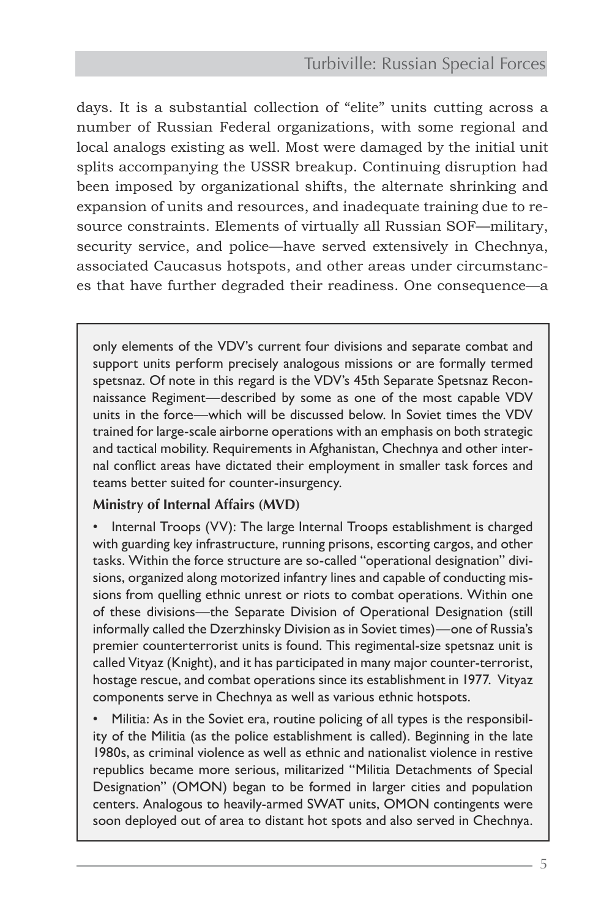days. It is a substantial collection of "elite" units cutting across a number of Russian Federal organizations, with some regional and local analogs existing as well. Most were damaged by the initial unit splits accompanying the USSR breakup. Continuing disruption had been imposed by organizational shifts, the alternate shrinking and expansion of units and resources, and inadequate training due to resource constraints. Elements of virtually all Russian SOF—military, security service, and police—have served extensively in Chechnya, associated Caucasus hotspots, and other areas under circumstances that have further degraded their readiness. One consequence—a

> only elements of the VDV's current four divisions and separate combat and support units perform precisely analogous missions or are formally termed spetsnaz. Of note in this regard is the VDV's 45th Separate Spetsnaz Reconnaissance Regiment—described by some as one of the most capable VDV units in the force—which will be discussed below. In Soviet times the VDV trained for large-scale airborne operations with an emphasis on both strategic and tactical mobility. Requirements in Afghanistan, Chechnya and other internal conflict areas have dictated their employment in smaller task forces and teams better suited for counter-insurgency.
>
> **Ministry of Internal Affairs (MVD)**
>
> - Internal Troops (VV): The large Internal Troops establishment is charged with guarding key infrastructure, running prisons, escorting cargos, and other tasks. Within the force structure are so-called "operational designation" divisions, organized along motorized infantry lines and capable of conducting missions from quelling ethnic unrest or riots to combat operations. Within one of these divisions—the Separate Division of Operational Designation (still informally called the Dzerzhinsky Division as in Soviet times)—one of Russia's premier counterterrorist units is found. This regimental-size spetsnaz unit is called Vityaz (Knight), and it has participated in many major counter-terrorist, hostage rescue, and combat operations since its establishment in 1977. Vityaz components serve in Chechnya as well as various ethnic hotspots.
>
> - Militia: As in the Soviet era, routine policing of all types is the responsibility of the Militia (as the police establishment is called). Beginning in the late 1980s, as criminal violence as well as ethnic and nationalist violence in restive republics became more serious, militarized "Militia Detachments of Special Designation" (OMON) began to be formed in larger cities and population centers. Analogous to heavily-armed SWAT units, OMON contingents were soon deployed out of area to distant hot spots and also served in Chechnya.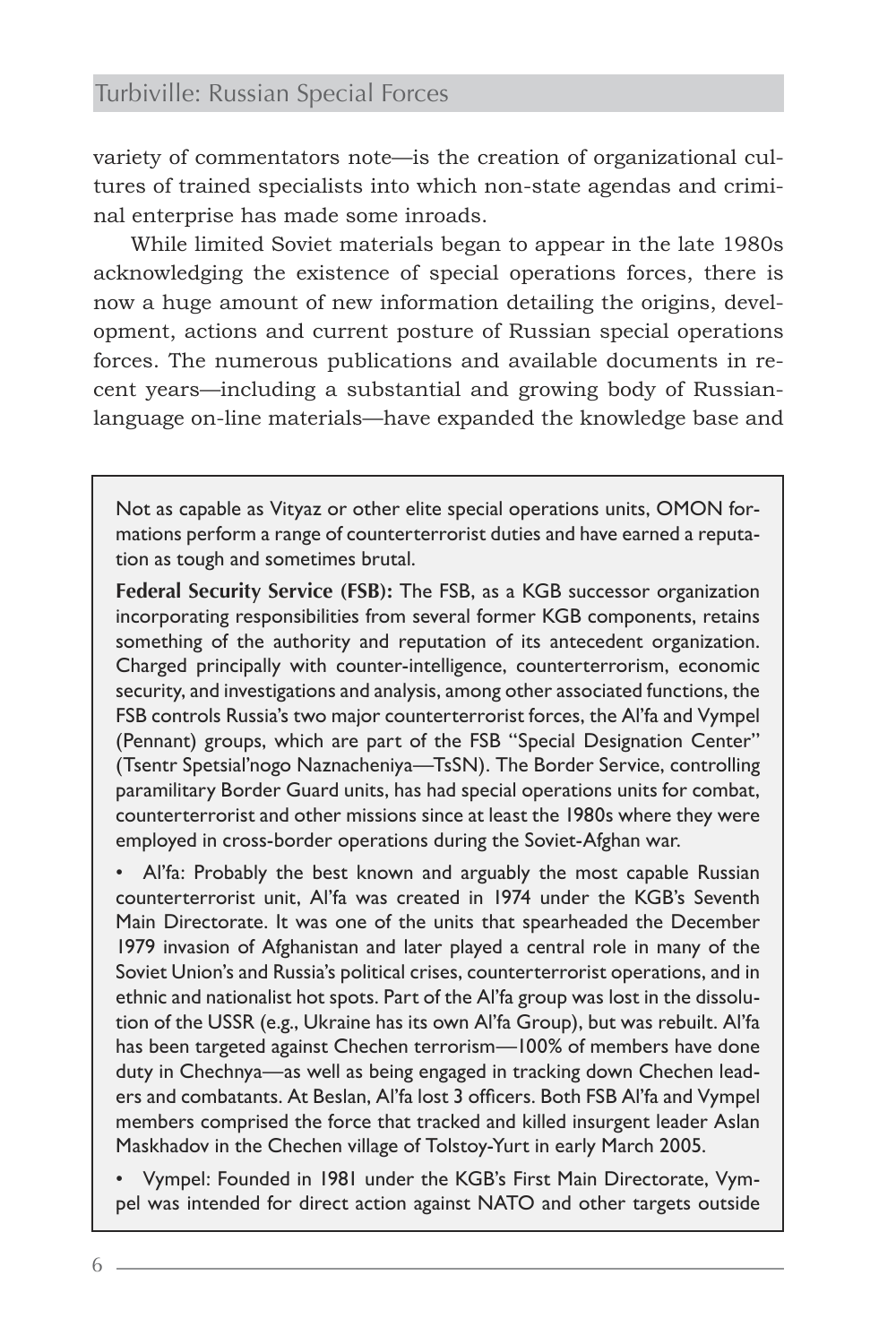variety of commentators note—is the creation of organizational cultures of trained specialists into which non-state agendas and criminal enterprise has made some inroads.

While limited Soviet materials began to appear in the late 1980s acknowledging the existence of special operations forces, there is now a huge amount of new information detailing the origins, development, actions and current posture of Russian special operations forces. The numerous publications and available documents in recent years—including a substantial and growing body of Russian-language on-line materials—have expanded the knowledge base and

> Not as capable as Vityaz or other elite special operations units, OMON formations perform a range of counterterrorist duties and have earned a reputation as tough and sometimes brutal.
>
> **Federal Security Service (FSB):** The FSB, as a KGB successor organization incorporating responsibilities from several former KGB components, retains something of the authority and reputation of its antecedent organization. Charged principally with counter-intelligence, counterterrorism, economic security, and investigations and analysis, among other associated functions, the FSB controls Russia's two major counterterrorist forces, the Al'fa and Vympel (Pennant) groups, which are part of the FSB "Special Designation Center" (Tsentr Spetsial'nogo Naznacheniya—TsSN). The Border Service, controlling paramilitary Border Guard units, has had special operations units for combat, counterterrorist and other missions since at least the 1980s where they were employed in cross-border operations during the Soviet-Afghan war.
>
> - Al'fa: Probably the best known and arguably the most capable Russian counterterrorist unit, Al'fa was created in 1974 under the KGB's Seventh Main Directorate. It was one of the units that spearheaded the December 1979 invasion of Afghanistan and later played a central role in many of the Soviet Union's and Russia's political crises, counterterrorist operations, and in ethnic and nationalist hot spots. Part of the Al'fa group was lost in the dissolution of the USSR (e.g., Ukraine has its own Al'fa Group), but was rebuilt. Al'fa has been targeted against Chechen terrorism—100% of members have done duty in Chechnya—as well as being engaged in tracking down Chechen leaders and combatants. At Beslan, Al'fa lost 3 officers. Both FSB Al'fa and Vympel members comprised the force that tracked and killed insurgent leader Aslan Maskhadov in the Chechen village of Tolstoy-Yurt in early March 2005.
> - Vympel: Founded in 1981 under the KGB's First Main Directorate, Vympel was intended for direct action against NATO and other targets outside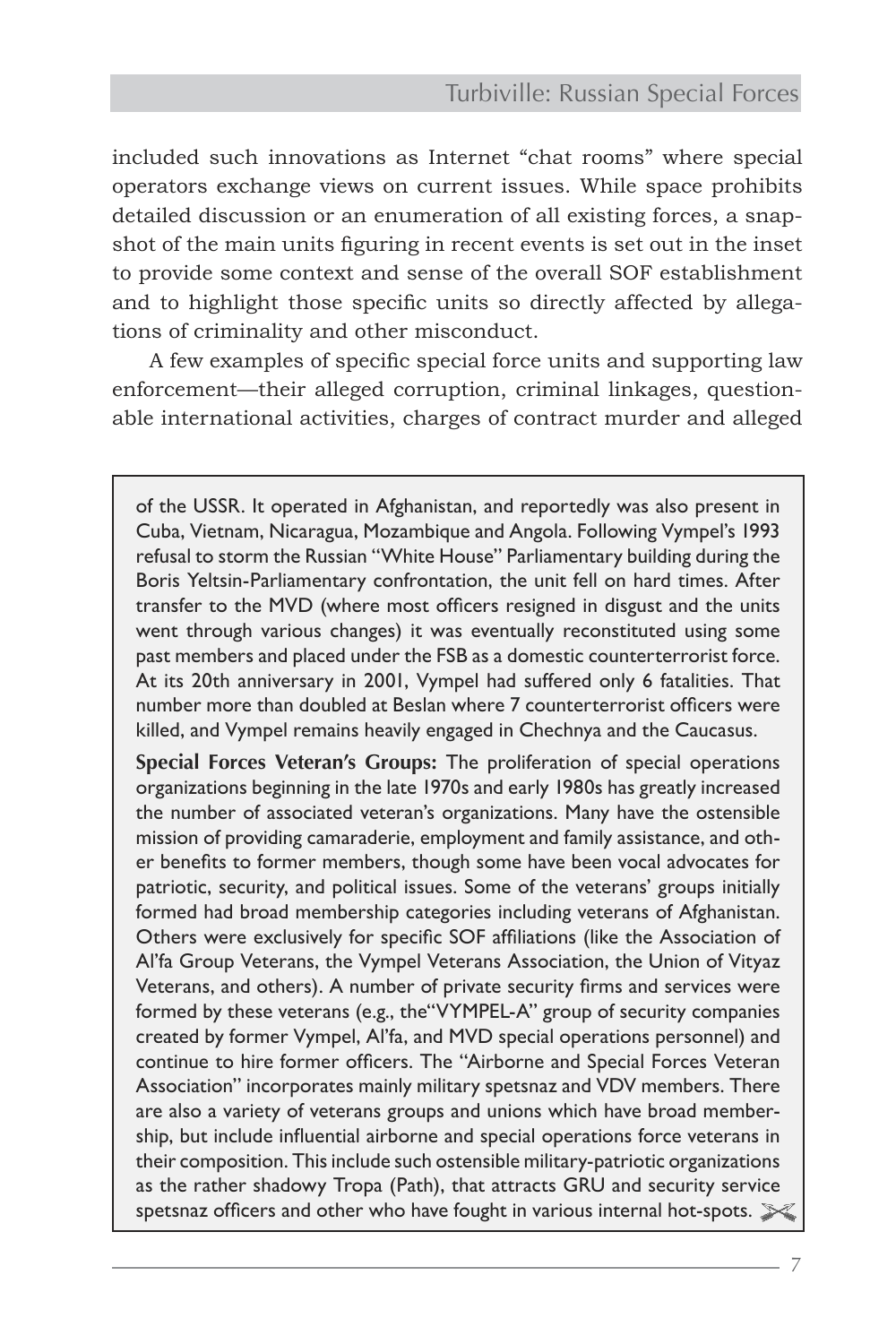included such innovations as Internet "chat rooms" where special operators exchange views on current issues. While space prohibits detailed discussion or an enumeration of all existing forces, a snapshot of the main units figuring in recent events is set out in the inset to provide some context and sense of the overall SOF establishment and to highlight those specific units so directly affected by allegations of criminality and other misconduct.

A few examples of specific special force units and supporting law enforcement—their alleged corruption, criminal linkages, questionable international activities, charges of contract murder and alleged

---

of the USSR. It operated in Afghanistan, and reportedly was also present in Cuba, Vietnam, Nicaragua, Mozambique and Angola. Following Vympel's 1993 refusal to storm the Russian "White House" Parliamentary building during the Boris Yeltsin-Parliamentary confrontation, the unit fell on hard times. After transfer to the MVD (where most officers resigned in disgust and the units went through various changes) it was eventually reconstituted using some past members and placed under the FSB as a domestic counterterrorist force. At its 20th anniversary in 2001, Vympel had suffered only 6 fatalities. That number more than doubled at Beslan where 7 counterterrorist officers were killed, and Vympel remains heavily engaged in Chechnya and the Caucasus.

**Special Forces Veteran's Groups:** The proliferation of special operations organizations beginning in the late 1970s and early 1980s has greatly increased the number of associated veteran's organizations. Many have the ostensible mission of providing camaraderie, employment and family assistance, and other benefits to former members, though some have been vocal advocates for patriotic, security, and political issues. Some of the veterans' groups initially formed had broad membership categories including veterans of Afghanistan. Others were exclusively for specific SOF affiliations (like the Association of Al'fa Group Veterans, the Vympel Veterans Association, the Union of Vityaz Veterans, and others). A number of private security firms and services were formed by these veterans (e.g., the"VYMPEL-A" group of security companies created by former Vympel, Al'fa, and MVD special operations personnel) and continue to hire former officers. The "Airborne and Special Forces Veteran Association" incorporates mainly military spetsnaz and VDV members. There are also a variety of veterans groups and unions which have broad membership, but include influential airborne and special operations force veterans in their composition. This include such ostensible military-patriotic organizations as the rather shadowy Tropa (Path), that attracts GRU and security service spetsnaz officers and other who have fought in various internal hot-spots.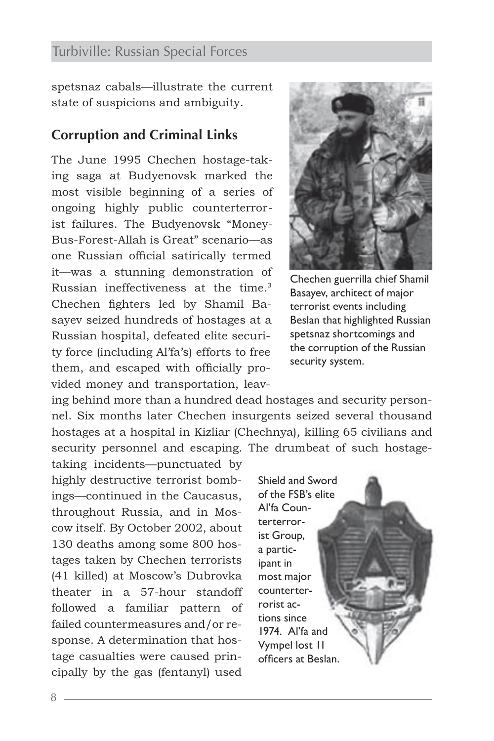spetsnaz cabals—illustrate the current state of suspicions and ambiguity.

## Corruption and Criminal Links

The June 1995 Chechen hostage-taking saga at Budyenovsk marked the most visible beginning of a series of ongoing highly public counterterrorist failures. The Budyenovsk "Money-Bus-Forest-Allah is Great" scenario—as one Russian official satirically termed it—was a stunning demonstration of Russian ineffectiveness at the time.[3] Chechen fighters led by Shamil Basayev seized hundreds of hostages at a Russian hospital, defeated elite security force (including Al'fa's) efforts to free them, and escaped with officially provided money and transportation, leaving behind more than a hundred dead hostages and security personnel. Six months later Chechen insurgents seized several thousand hostages at a hospital in Kizliar (Chechnya), killing 65 civilians and security personnel and escaping. The drumbeat of such hostage-taking incidents—punctuated by highly destructive terrorist bombings—continued in the Caucasus, throughout Russia, and in Moscow itself. By October 2002, about 130 deaths among some 800 hostages taken by Chechen terrorists (41 killed) at Moscow's Dubrovka theater in a 57-hour standoff followed a familiar pattern of failed countermeasures and/or response. A determination that hostage casualties were caused principally by the gas (fentanyl) used

Chechen guerrilla chief Shamil Basayev, architect of major terrorist events including Beslan that highlighted Russian spetsnaz shortcomings and the corruption of the Russian security system.

Shield and Sword of the FSB's elite Al'fa Counterterrorist Group, a participant in most major counterterrorist actions since 1974. Al'fa and Vympel lost 11 officers at Beslan.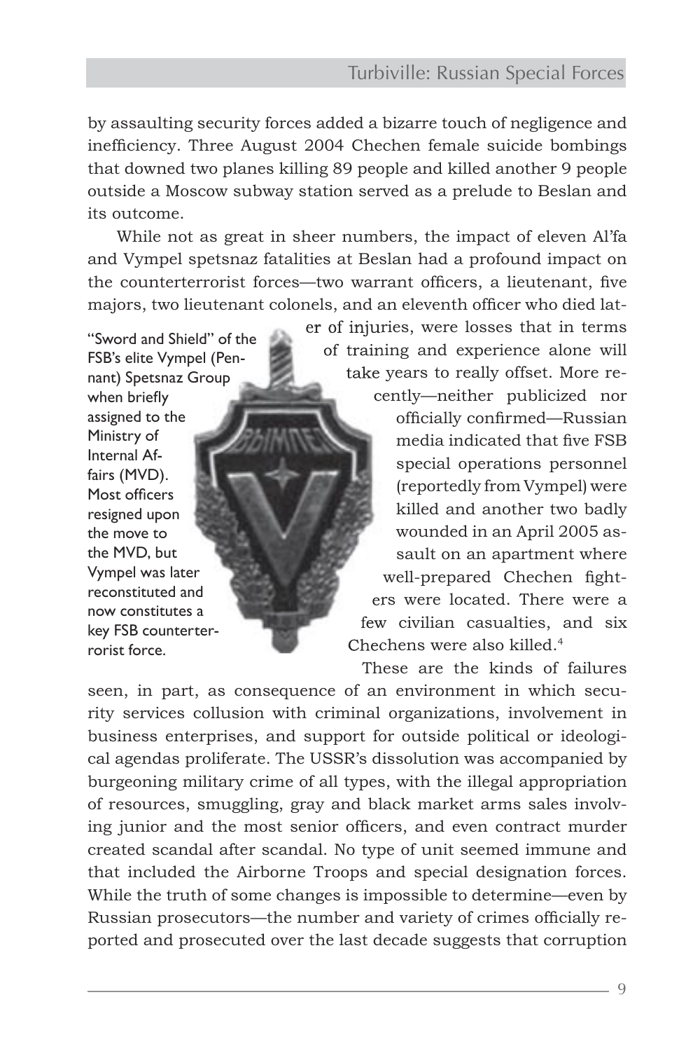by assaulting security forces added a bizarre touch of negligence and inefficiency. Three August 2004 Chechen female suicide bombings that downed two planes killing 89 people and killed another 9 people outside a Moscow subway station served as a prelude to Beslan and its outcome.

While not as great in sheer numbers, the impact of eleven Al'fa and Vympel spetsnaz fatalities at Beslan had a profound impact on the counterterrorist forces—two warrant officers, a lieutenant, five majors, two lieutenant colonels, and an eleventh officer who died later of injuries, were losses that in terms of training and experience alone will take years to really offset. More recently—neither publicized nor officially confirmed—Russian media indicated that five FSB special operations personnel (reportedly from Vympel) were killed and another two badly wounded in an April 2005 assault on an apartment where well-prepared Chechen fighters were located. There were a few civilian casualties, and six Chechens were also killed.[4]

"Sword and Shield" of the FSB's elite Vympel (Pennant) Spetsnaz Group when briefly assigned to the Ministry of Internal Affairs (MVD). Most officers resigned upon the move to the MVD, but Vympel was later reconstituted and now constitutes a key FSB counterterrorist force.

These are the kinds of failures seen, in part, as consequence of an environment in which security services collusion with criminal organizations, involvement in business enterprises, and support for outside political or ideological agendas proliferate. The USSR's dissolution was accompanied by burgeoning military crime of all types, with the illegal appropriation of resources, smuggling, gray and black market arms sales involving junior and the most senior officers, and even contract murder created scandal after scandal. No type of unit seemed immune and that included the Airborne Troops and special designation forces. While the truth of some changes is impossible to determine—even by Russian prosecutors—the number and variety of crimes officially reported and prosecuted over the last decade suggests that corruption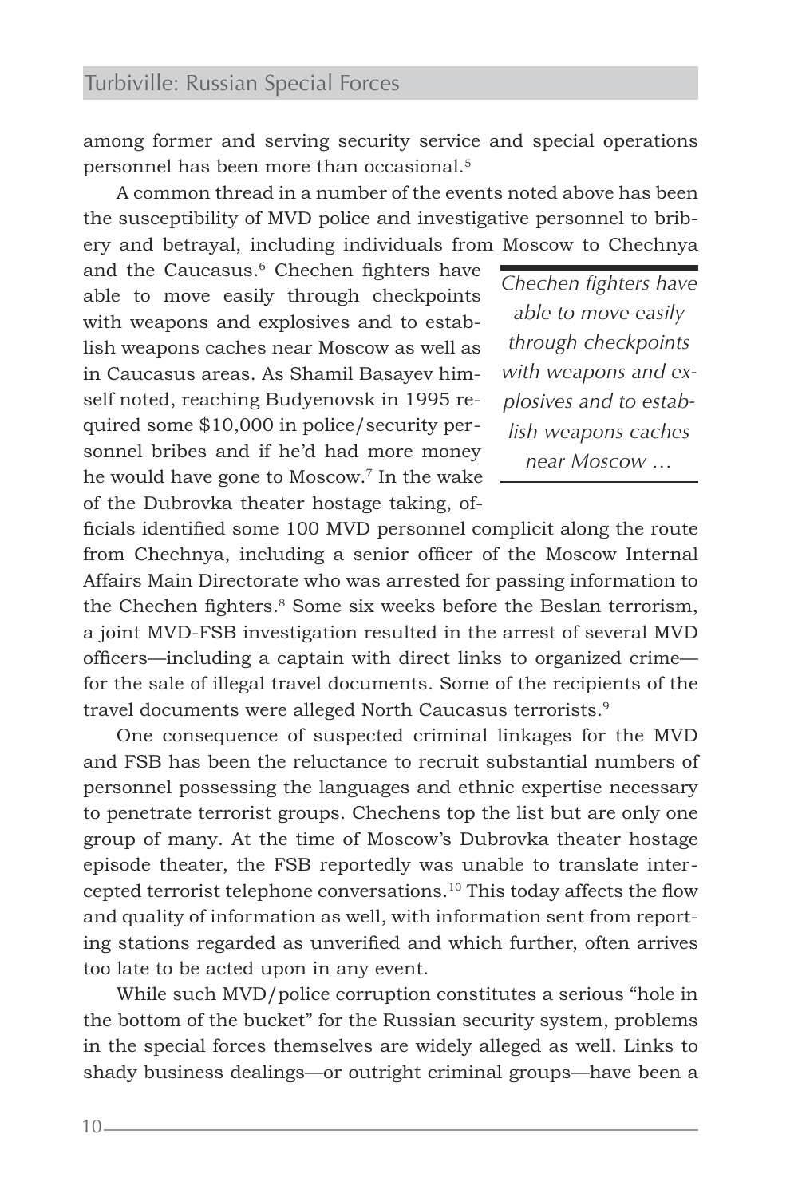among former and serving security service and special operations personnel has been more than occasional.[5]

A common thread in a number of the events noted above has been the susceptibility of MVD police and investigative personnel to bribery and betrayal, including individuals from Moscow to Chechnya and the Caucasus.[6] Chechen fighters have able to move easily through checkpoints with weapons and explosives and to establish weapons caches near Moscow as well as in Caucasus areas. As Shamil Basayev himself noted, reaching Budyenovsk in 1995 required some $10,000 in police/security personnel bribes and if he'd had more money he would have gone to Moscow.[7] In the wake of the Dubrovka theater hostage taking, officials identified some 100 MVD personnel complicit along the route from Chechnya, including a senior officer of the Moscow Internal Affairs Main Directorate who was arrested for passing information to the Chechen fighters.[8] Some six weeks before the Beslan terrorism, a joint MVD-FSB investigation resulted in the arrest of several MVD officers—including a captain with direct links to organized crime—for the sale of illegal travel documents. Some of the recipients of the travel documents were alleged North Caucasus terrorists.[9]

> *Chechen fighters have able to move easily through checkpoints with weapons and explosives and to establish weapons caches near Moscow …*

One consequence of suspected criminal linkages for the MVD and FSB has been the reluctance to recruit substantial numbers of personnel possessing the languages and ethnic expertise necessary to penetrate terrorist groups. Chechens top the list but are only one group of many. At the time of Moscow's Dubrovka theater hostage episode theater, the FSB reportedly was unable to translate intercepted terrorist telephone conversations.[10] This today affects the flow and quality of information as well, with information sent from reporting stations regarded as unverified and which further, often arrives too late to be acted upon in any event.

While such MVD/police corruption constitutes a serious "hole in the bottom of the bucket" for the Russian security system, problems in the special forces themselves are widely alleged as well. Links to shady business dealings—or outright criminal groups—have been a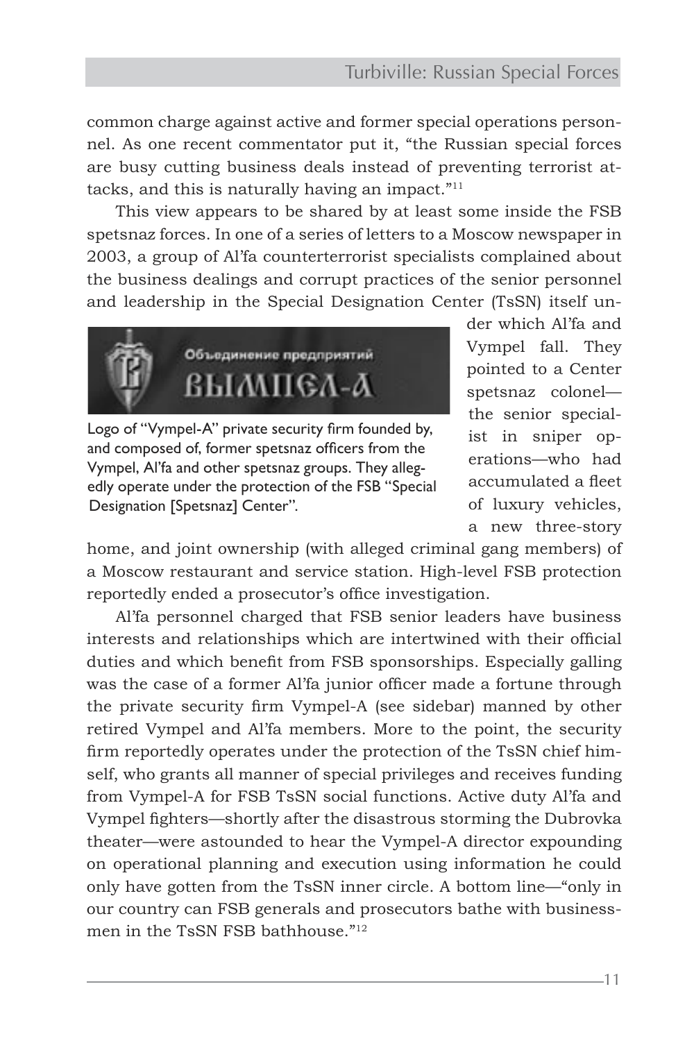common charge against active and former special operations personnel. As one recent commentator put it, "the Russian special forces are busy cutting business deals instead of preventing terrorist attacks, and this is naturally having an impact."[11]

This view appears to be shared by at least some inside the FSB spetsnaz forces. In one of a series of letters to a Moscow newspaper in 2003, a group of Al'fa counterterrorist specialists complained about the business dealings and corrupt practices of the senior personnel and leadership in the Special Designation Center (TsSN) itself under which Al'fa and Vympel fall. They pointed to a Center spetsnaz colonel—the senior specialist in sniper operations—who had accumulated a fleet of luxury vehicles, a new three-story home, and joint ownership (with alleged criminal gang members) of a Moscow restaurant and service station. High-level FSB protection reportedly ended a prosecutor's office investigation.

Logo of "Vympel-A" private security firm founded by, and composed of, former spetsnaz officers from the Vympel, Al'fa and other spetsnaz groups. They allegedly operate under the protection of the FSB "Special Designation [Spetsnaz] Center".

Al'fa personnel charged that FSB senior leaders have business interests and relationships which are intertwined with their official duties and which benefit from FSB sponsorships. Especially galling was the case of a former Al'fa junior officer made a fortune through the private security firm Vympel-A (see sidebar) manned by other retired Vympel and Al'fa members. More to the point, the security firm reportedly operates under the protection of the TsSN chief himself, who grants all manner of special privileges and receives funding from Vympel-A for FSB TsSN social functions. Active duty Al'fa and Vympel fighters—shortly after the disastrous storming the Dubrovka theater—were astounded to hear the Vympel-A director expounding on operational planning and execution using information he could only have gotten from the TsSN inner circle. A bottom line—"only in our country can FSB generals and prosecutors bathe with businessmen in the TsSN FSB bathhouse."[12]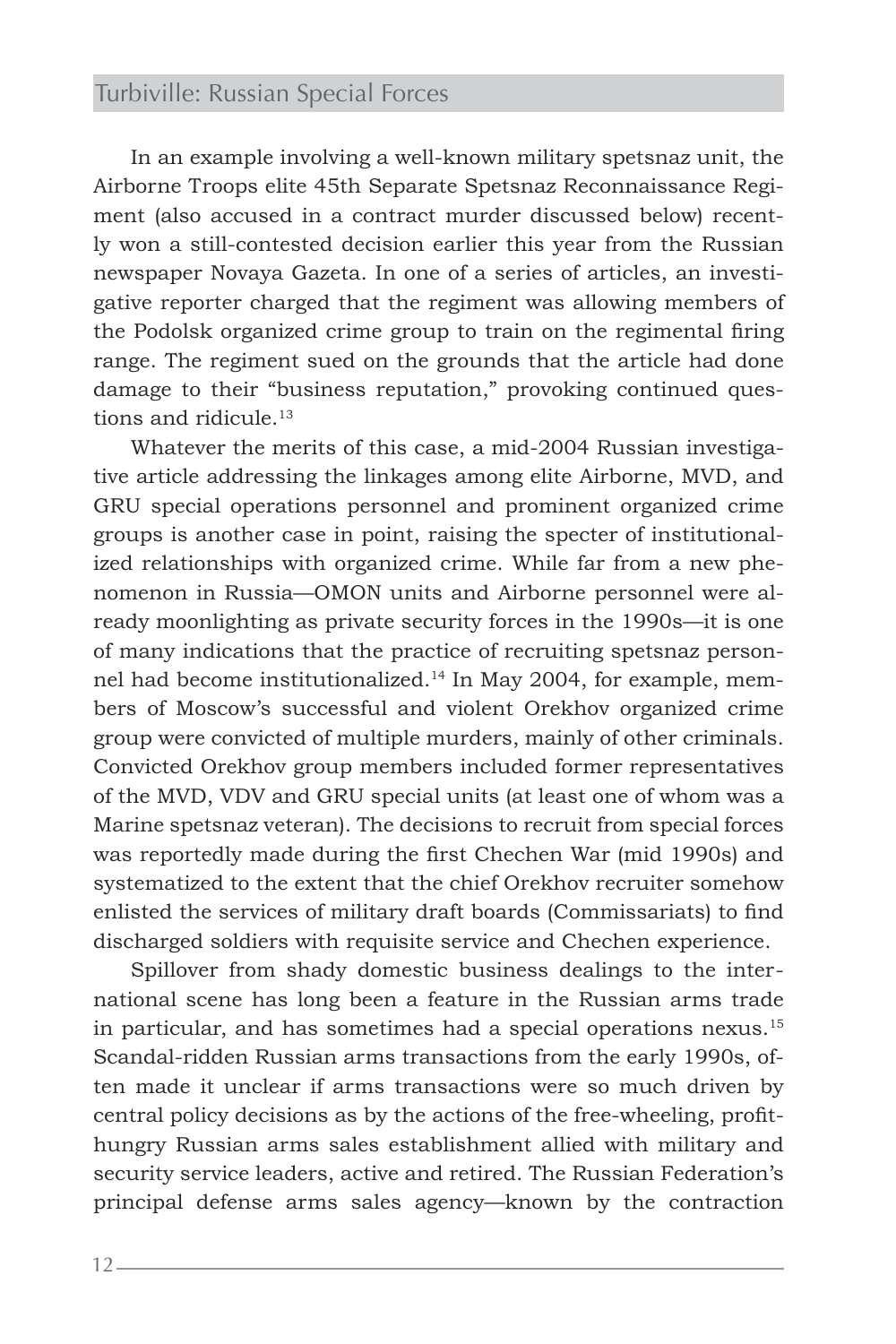In an example involving a well-known military spetsnaz unit, the Airborne Troops elite 45th Separate Spetsnaz Reconnaissance Regiment (also accused in a contract murder discussed below) recently won a still-contested decision earlier this year from the Russian newspaper Novaya Gazeta. In one of a series of articles, an investigative reporter charged that the regiment was allowing members of the Podolsk organized crime group to train on the regimental firing range. The regiment sued on the grounds that the article had done damage to their "business reputation," provoking continued questions and ridicule.[13]

Whatever the merits of this case, a mid-2004 Russian investigative article addressing the linkages among elite Airborne, MVD, and GRU special operations personnel and prominent organized crime groups is another case in point, raising the specter of institutionalized relationships with organized crime. While far from a new phenomenon in Russia—OMON units and Airborne personnel were already moonlighting as private security forces in the 1990s—it is one of many indications that the practice of recruiting spetsnaz personnel had become institutionalized.[14] In May 2004, for example, members of Moscow's successful and violent Orekhov organized crime group were convicted of multiple murders, mainly of other criminals. Convicted Orekhov group members included former representatives of the MVD, VDV and GRU special units (at least one of whom was a Marine spetsnaz veteran). The decisions to recruit from special forces was reportedly made during the first Chechen War (mid 1990s) and systematized to the extent that the chief Orekhov recruiter somehow enlisted the services of military draft boards (Commissariats) to find discharged soldiers with requisite service and Chechen experience.

Spillover from shady domestic business dealings to the international scene has long been a feature in the Russian arms trade in particular, and has sometimes had a special operations nexus.[15] Scandal-ridden Russian arms transactions from the early 1990s, often made it unclear if arms transactions were so much driven by central policy decisions as by the actions of the free-wheeling, profit-hungry Russian arms sales establishment allied with military and security service leaders, active and retired. The Russian Federation's principal defense arms sales agency—known by the contraction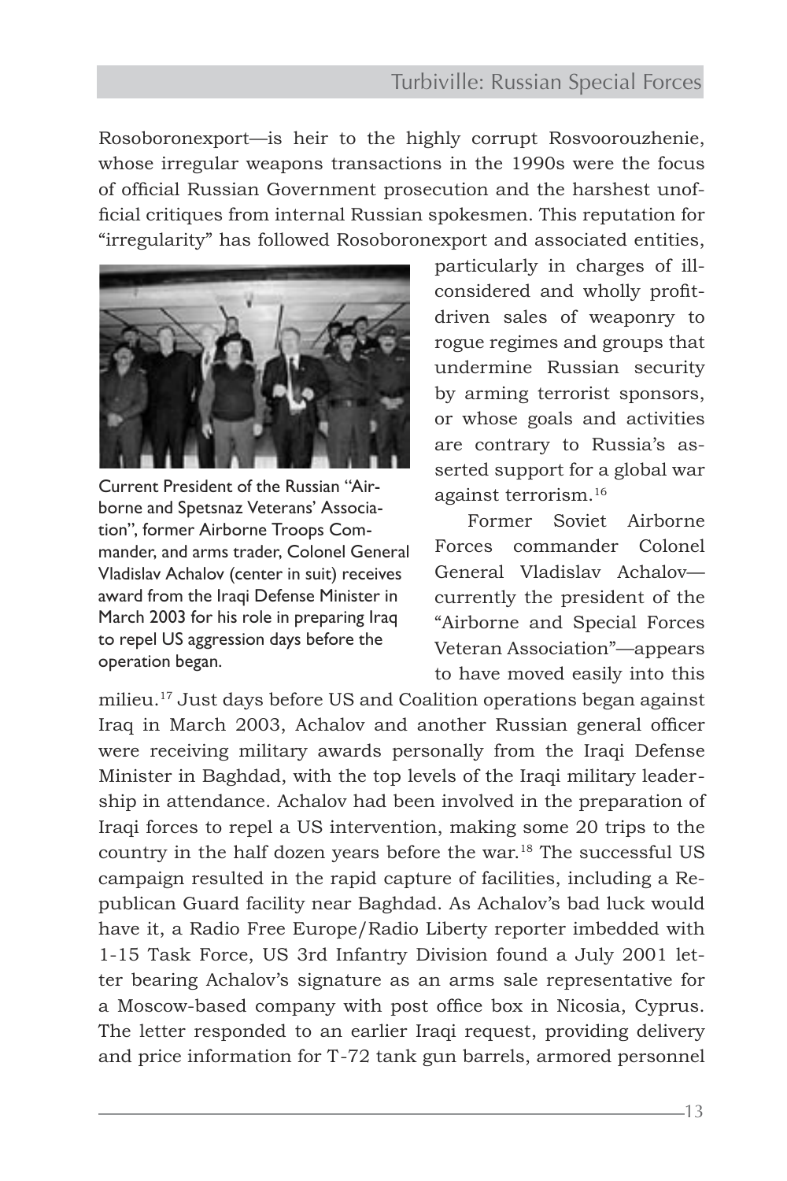Rosoboronexport—is heir to the highly corrupt Rosvoorouzhenie, whose irregular weapons transactions in the 1990s were the focus of official Russian Government prosecution and the harshest unofficial critiques from internal Russian spokesmen. This reputation for "irregularity" has followed Rosoboronexport and associated entities, particularly in charges of ill-considered and wholly profit-driven sales of weaponry to rogue regimes and groups that undermine Russian security by arming terrorist sponsors, or whose goals and activities are contrary to Russia's asserted support for a global war against terrorism.[16]

Current President of the Russian "Airborne and Spetsnaz Veterans' Association", former Airborne Troops Commander, and arms trader, Colonel General Vladislav Achalov (center in suit) receives award from the Iraqi Defense Minister in March 2003 for his role in preparing Iraq to repel US aggression days before the operation began.

Former Soviet Airborne Forces commander Colonel General Vladislav Achalov—currently the president of the "Airborne and Special Forces Veteran Association"—appears to have moved easily into this milieu.[17] Just days before US and Coalition operations began against Iraq in March 2003, Achalov and another Russian general officer were receiving military awards personally from the Iraqi Defense Minister in Baghdad, with the top levels of the Iraqi military leadership in attendance. Achalov had been involved in the preparation of Iraqi forces to repel a US intervention, making some 20 trips to the country in the half dozen years before the war.[18] The successful US campaign resulted in the rapid capture of facilities, including a Republican Guard facility near Baghdad. As Achalov's bad luck would have it, a Radio Free Europe/Radio Liberty reporter imbedded with 1-15 Task Force, US 3rd Infantry Division found a July 2001 letter bearing Achalov's signature as an arms sale representative for a Moscow-based company with post office box in Nicosia, Cyprus. The letter responded to an earlier Iraqi request, providing delivery and price information for T-72 tank gun barrels, armored personnel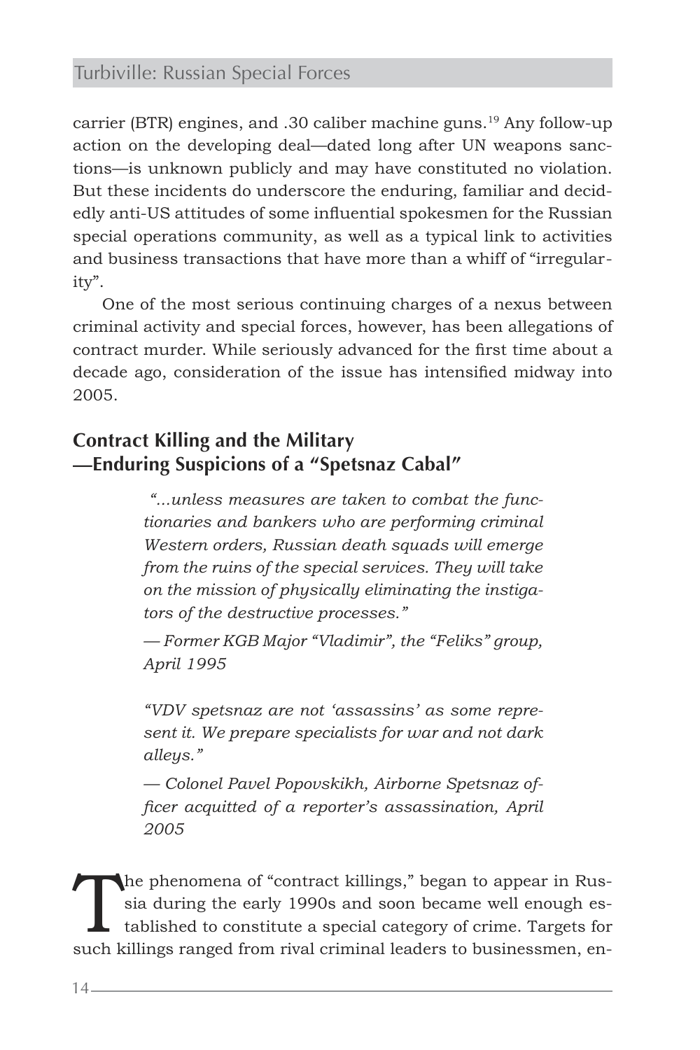carrier (BTR) engines, and .30 caliber machine guns.[19] Any follow-up action on the developing deal—dated long after UN weapons sanctions—is unknown publicly and may have constituted no violation. But these incidents do underscore the enduring, familiar and decidedly anti-US attitudes of some influential spokesmen for the Russian special operations community, as well as a typical link to activities and business transactions that have more than a whiff of "irregularity".

One of the most serious continuing charges of a nexus between criminal activity and special forces, however, has been allegations of contract murder. While seriously advanced for the first time about a decade ago, consideration of the issue has intensified midway into 2005.

## Contract Killing and the Military —Enduring Suspicions of a "Spetsnaz Cabal"

> *"...unless measures are taken to combat the functionaries and bankers who are performing criminal Western orders, Russian death squads will emerge from the ruins of the special services. They will take on the mission of physically eliminating the instigators of the destructive processes."*
>
> *— Former KGB Major "Vladimir", the "Feliks" group, April 1995*

> *"VDV spetsnaz are not 'assassins' as some represent it. We prepare specialists for war and not dark alleys."*
>
> *— Colonel Pavel Popovskikh, Airborne Spetsnaz officer acquitted of a reporter's assassination, April 2005*

The phenomena of "contract killings," began to appear in Russia during the early 1990s and soon became well enough established to constitute a special category of crime. Targets for such killings ranged from rival criminal leaders to businessmen, en-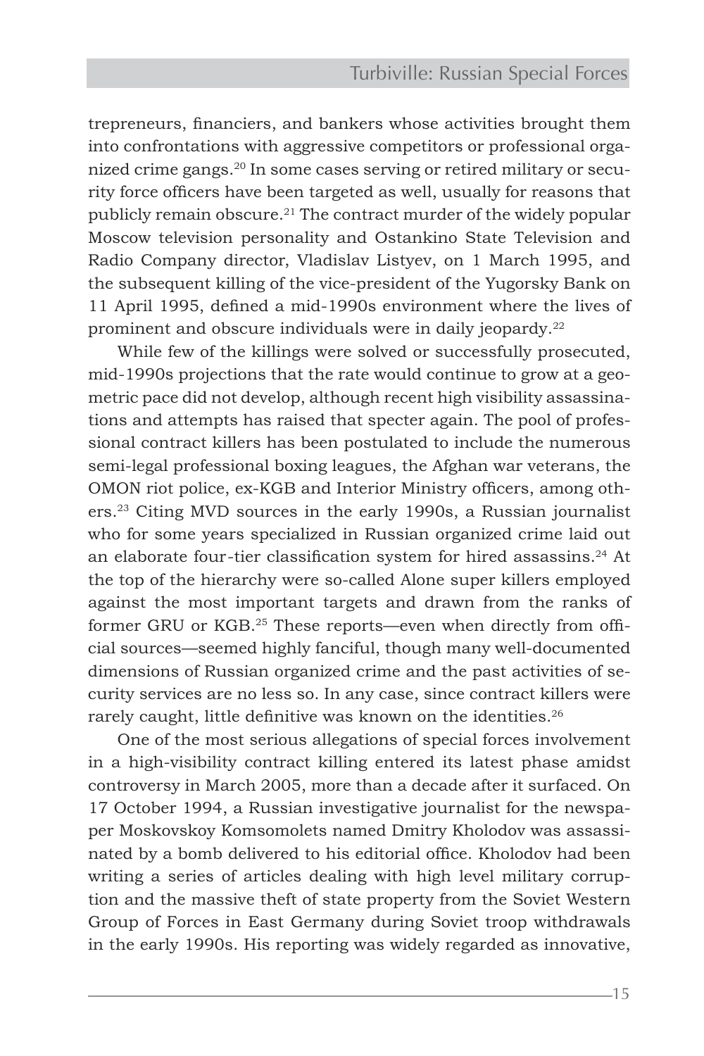trepreneurs, financiers, and bankers whose activities brought them into confrontations with aggressive competitors or professional organized crime gangs.[20] In some cases serving or retired military or security force officers have been targeted as well, usually for reasons that publicly remain obscure.[21] The contract murder of the widely popular Moscow television personality and Ostankino State Television and Radio Company director, Vladislav Listyev, on 1 March 1995, and the subsequent killing of the vice-president of the Yugorsky Bank on 11 April 1995, defined a mid-1990s environment where the lives of prominent and obscure individuals were in daily jeopardy.[22]

While few of the killings were solved or successfully prosecuted, mid-1990s projections that the rate would continue to grow at a geometric pace did not develop, although recent high visibility assassinations and attempts has raised that specter again. The pool of professional contract killers has been postulated to include the numerous semi-legal professional boxing leagues, the Afghan war veterans, the OMON riot police, ex-KGB and Interior Ministry officers, among others.[23] Citing MVD sources in the early 1990s, a Russian journalist who for some years specialized in Russian organized crime laid out an elaborate four-tier classification system for hired assassins.[24] At the top of the hierarchy were so-called Alone super killers employed against the most important targets and drawn from the ranks of former GRU or KGB.[25] These reports—even when directly from official sources—seemed highly fanciful, though many well-documented dimensions of Russian organized crime and the past activities of security services are no less so. In any case, since contract killers were rarely caught, little definitive was known on the identities.[26]

One of the most serious allegations of special forces involvement in a high-visibility contract killing entered its latest phase amidst controversy in March 2005, more than a decade after it surfaced. On 17 October 1994, a Russian investigative journalist for the newspaper Moskovskoy Komsomolets named Dmitry Kholodov was assassinated by a bomb delivered to his editorial office. Kholodov had been writing a series of articles dealing with high level military corruption and the massive theft of state property from the Soviet Western Group of Forces in East Germany during Soviet troop withdrawals in the early 1990s. His reporting was widely regarded as innovative,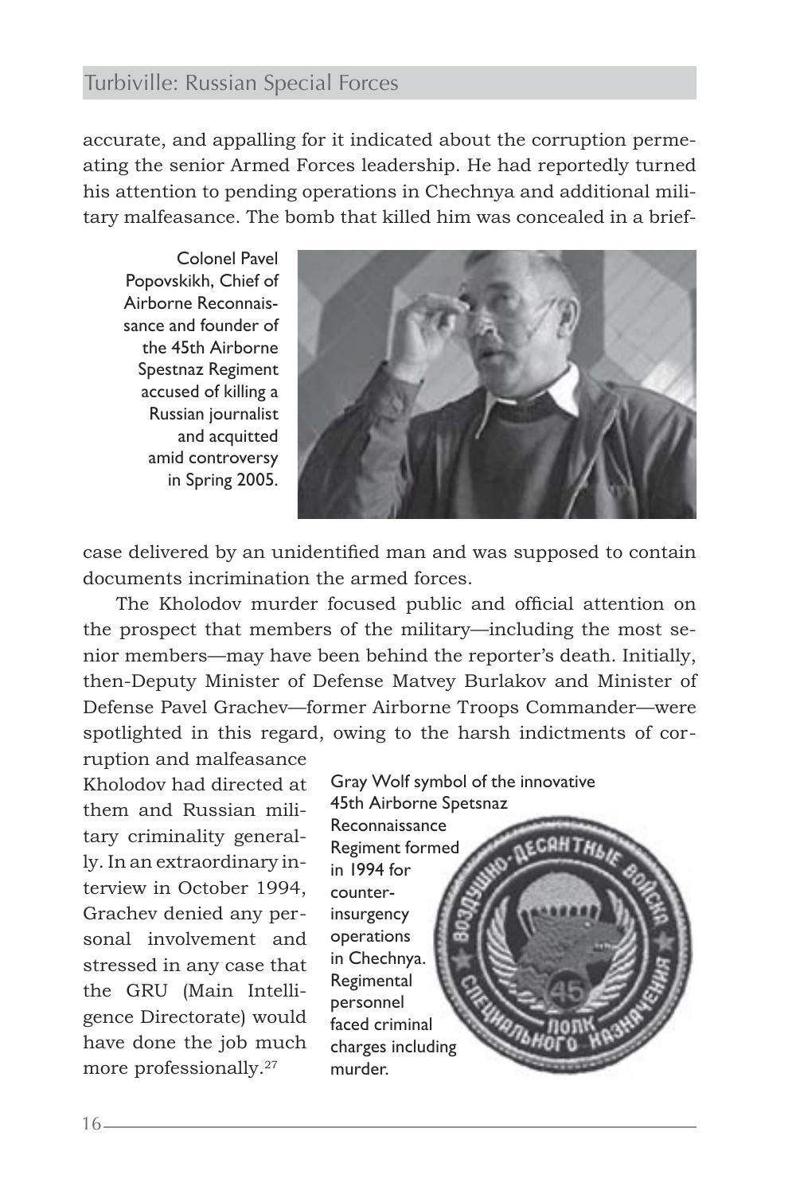accurate, and appalling for it indicated about the corruption permeating the senior Armed Forces leadership. He had reportedly turned his attention to pending operations in Chechnya and additional military malfeasance. The bomb that killed him was concealed in a briefcase delivered by an unidentified man and was supposed to contain documents incrimination the armed forces.

Colonel Pavel Popovskikh, Chief of Airborne Reconnaissance and founder of the 45th Airborne Spestnaz Regiment accused of killing a Russian journalist and acquitted amid controversy in Spring 2005.

The Kholodov murder focused public and official attention on the prospect that members of the military—including the most senior members—may have been behind the reporter's death. Initially, then-Deputy Minister of Defense Matvey Burlakov and Minister of Defense Pavel Grachev—former Airborne Troops Commander—were spotlighted in this regard, owing to the harsh indictments of corruption and malfeasance Kholodov had directed at them and Russian military criminality generally. In an extraordinary interview in October 1994, Grachev denied any personal involvement and stressed in any case that the GRU (Main Intelligence Directorate) would have done the job much more professionally.[27]

Gray Wolf symbol of the innovative 45th Airborne Spetsnaz Reconnaissance Regiment formed in 1994 for counter-insurgency operations in Chechnya. Regimental personnel faced criminal charges including murder.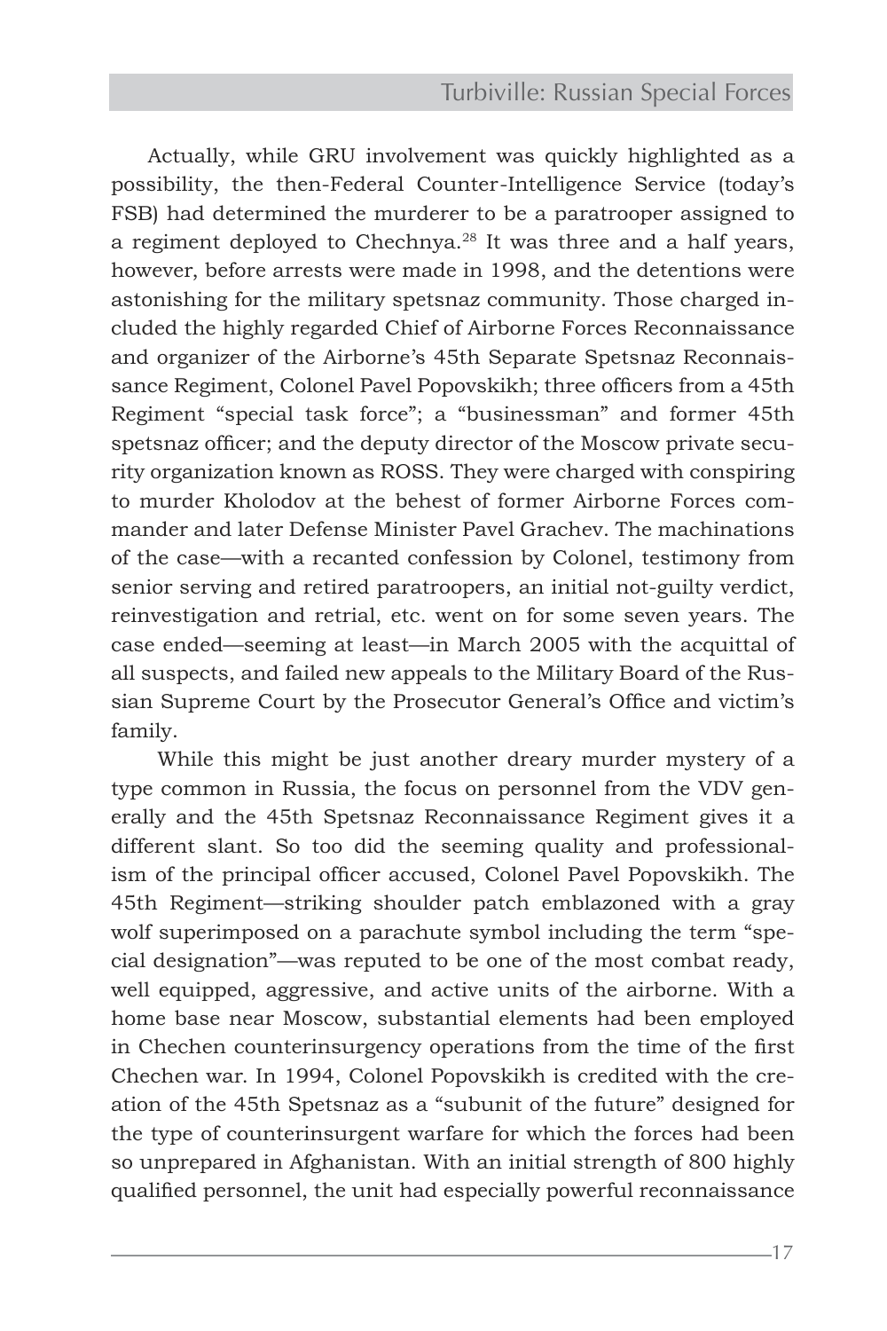Actually, while GRU involvement was quickly highlighted as a possibility, the then-Federal Counter-Intelligence Service (today's FSB) had determined the murderer to be a paratrooper assigned to a regiment deployed to Chechnya.[28] It was three and a half years, however, before arrests were made in 1998, and the detentions were astonishing for the military spetsnaz community. Those charged included the highly regarded Chief of Airborne Forces Reconnaissance and organizer of the Airborne's 45th Separate Spetsnaz Reconnaissance Regiment, Colonel Pavel Popovskikh; three officers from a 45th Regiment "special task force"; a "businessman" and former 45th spetsnaz officer; and the deputy director of the Moscow private security organization known as ROSS. They were charged with conspiring to murder Kholodov at the behest of former Airborne Forces commander and later Defense Minister Pavel Grachev. The machinations of the case—with a recanted confession by Colonel, testimony from senior serving and retired paratroopers, an initial not-guilty verdict, reinvestigation and retrial, etc. went on for some seven years. The case ended—seeming at least—in March 2005 with the acquittal of all suspects, and failed new appeals to the Military Board of the Russian Supreme Court by the Prosecutor General's Office and victim's family.

While this might be just another dreary murder mystery of a type common in Russia, the focus on personnel from the VDV generally and the 45th Spetsnaz Reconnaissance Regiment gives it a different slant. So too did the seeming quality and professionalism of the principal officer accused, Colonel Pavel Popovskikh. The 45th Regiment—striking shoulder patch emblazoned with a gray wolf superimposed on a parachute symbol including the term "special designation"—was reputed to be one of the most combat ready, well equipped, aggressive, and active units of the airborne. With a home base near Moscow, substantial elements had been employed in Chechen counterinsurgency operations from the time of the first Chechen war. In 1994, Colonel Popovskikh is credited with the creation of the 45th Spetsnaz as a "subunit of the future" designed for the type of counterinsurgent warfare for which the forces had been so unprepared in Afghanistan. With an initial strength of 800 highly qualified personnel, the unit had especially powerful reconnaissance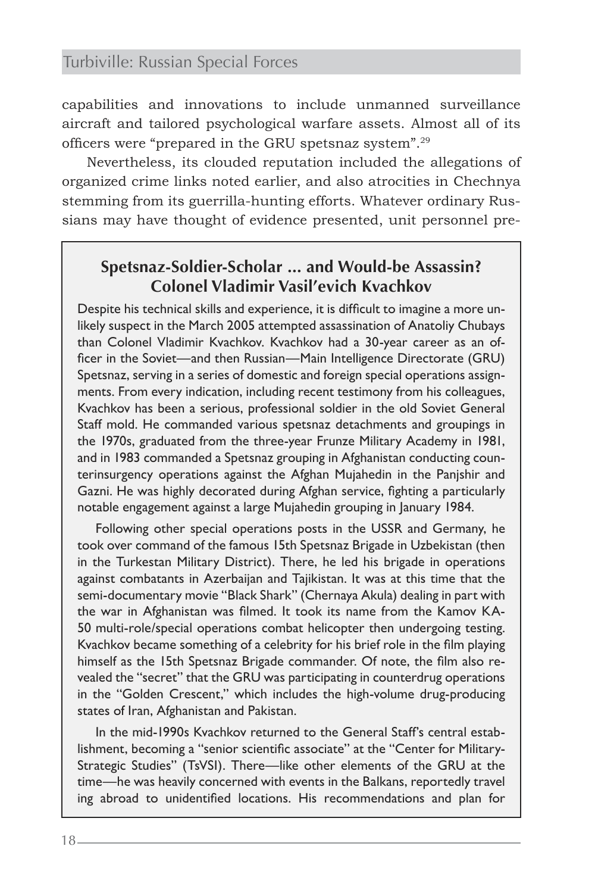capabilities and innovations to include unmanned surveillance aircraft and tailored psychological warfare assets. Almost all of its officers were "prepared in the GRU spetsnaz system".[29]

Nevertheless, its clouded reputation included the allegations of organized crime links noted earlier, and also atrocities in Chechnya stemming from its guerrilla-hunting efforts. Whatever ordinary Russians may have thought of evidence presented, unit personnel pre-

## Spetsnaz-Soldier-Scholar ... and Would-be Assassin? Colonel Vladimir Vasil'evich Kvachkov

Despite his technical skills and experience, it is difficult to imagine a more unlikely suspect in the March 2005 attempted assassination of Anatoliy Chubays than Colonel Vladimir Kvachkov. Kvachkov had a 30-year career as an officer in the Soviet—and then Russian—Main Intelligence Directorate (GRU) Spetsnaz, serving in a series of domestic and foreign special operations assignments. From every indication, including recent testimony from his colleagues, Kvachkov has been a serious, professional soldier in the old Soviet General Staff mold. He commanded various spetsnaz detachments and groupings in the 1970s, graduated from the three-year Frunze Military Academy in 1981, and in 1983 commanded a Spetsnaz grouping in Afghanistan conducting counterinsurgency operations against the Afghan Mujahedin in the Panjshir and Gazni. He was highly decorated during Afghan service, fighting a particularly notable engagement against a large Mujahedin grouping in January 1984.

Following other special operations posts in the USSR and Germany, he took over command of the famous 15th Spetsnaz Brigade in Uzbekistan (then in the Turkestan Military District). There, he led his brigade in operations against combatants in Azerbaijan and Tajikistan. It was at this time that the semi-documentary movie "Black Shark" (Chernaya Akula) dealing in part with the war in Afghanistan was filmed. It took its name from the Kamov KA-50 multi-role/special operations combat helicopter then undergoing testing. Kvachkov became something of a celebrity for his brief role in the film playing himself as the 15th Spetsnaz Brigade commander. Of note, the film also revealed the "secret" that the GRU was participating in counterdrug operations in the "Golden Crescent," which includes the high-volume drug-producing states of Iran, Afghanistan and Pakistan.

In the mid-1990s Kvachkov returned to the General Staff's central establishment, becoming a "senior scientific associate" at the "Center for Military-Strategic Studies" (TsVSI). There—like other elements of the GRU at the time—he was heavily concerned with events in the Balkans, reportedly traveling abroad to unidentified locations. His recommendations and plan for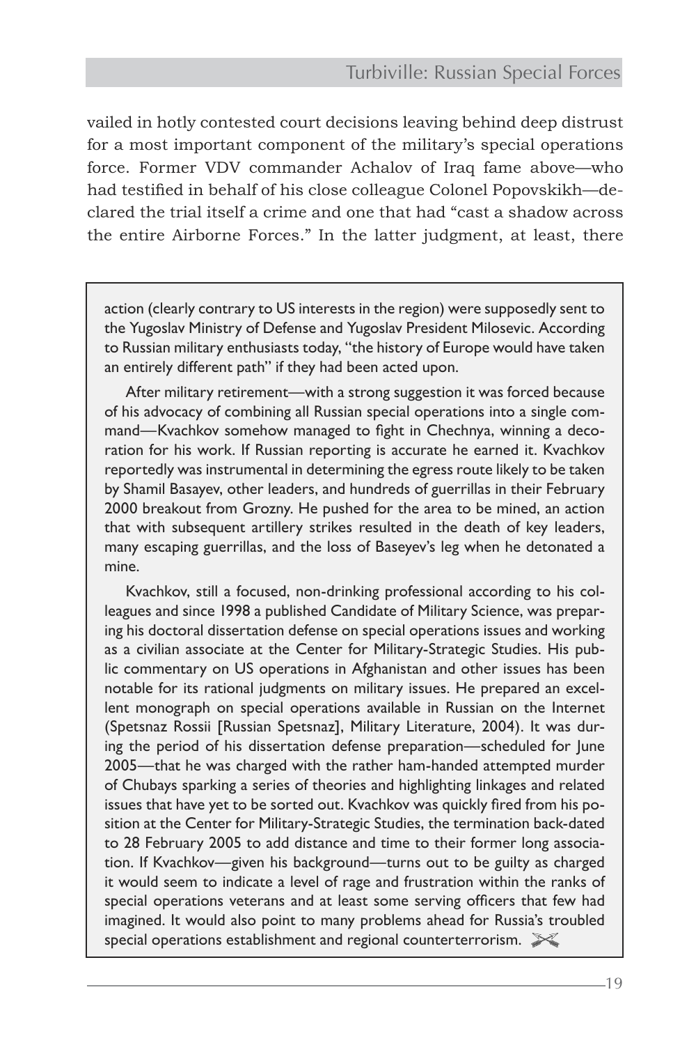vailed in hotly contested court decisions leaving behind deep distrust for a most important component of the military's special operations force. Former VDV commander Achalov of Iraq fame above—who had testified in behalf of his close colleague Colonel Popovskikh—declared the trial itself a crime and one that had "cast a shadow across the entire Airborne Forces." In the latter judgment, at least, there

> action (clearly contrary to US interests in the region) were supposedly sent to the Yugoslav Ministry of Defense and Yugoslav President Milosevic. According to Russian military enthusiasts today, "the history of Europe would have taken an entirely different path" if they had been acted upon.
>
> After military retirement—with a strong suggestion it was forced because of his advocacy of combining all Russian special operations into a single command—Kvachkov somehow managed to fight in Chechnya, winning a decoration for his work. If Russian reporting is accurate he earned it. Kvachkov reportedly was instrumental in determining the egress route likely to be taken by Shamil Basayev, other leaders, and hundreds of guerrillas in their February 2000 breakout from Grozny. He pushed for the area to be mined, an action that with subsequent artillery strikes resulted in the death of key leaders, many escaping guerrillas, and the loss of Baseyev's leg when he detonated a mine.
>
> Kvachkov, still a focused, non-drinking professional according to his colleagues and since 1998 a published Candidate of Military Science, was preparing his doctoral dissertation defense on special operations issues and working as a civilian associate at the Center for Military-Strategic Studies. His public commentary on US operations in Afghanistan and other issues has been notable for its rational judgments on military issues. He prepared an excellent monograph on special operations available in Russian on the Internet (Spetsnaz Rossii [Russian Spetsnaz], Military Literature, 2004). It was during the period of his dissertation defense preparation—scheduled for June 2005—that he was charged with the rather ham-handed attempted murder of Chubays sparking a series of theories and highlighting linkages and related issues that have yet to be sorted out. Kvachkov was quickly fired from his position at the Center for Military-Strategic Studies, the termination back-dated to 28 February 2005 to add distance and time to their former long association. If Kvachkov—given his background—turns out to be guilty as charged it would seem to indicate a level of rage and frustration within the ranks of special operations veterans and at least some serving officers that few had imagined. It would also point to many problems ahead for Russia's troubled special operations establishment and regional counterterrorism.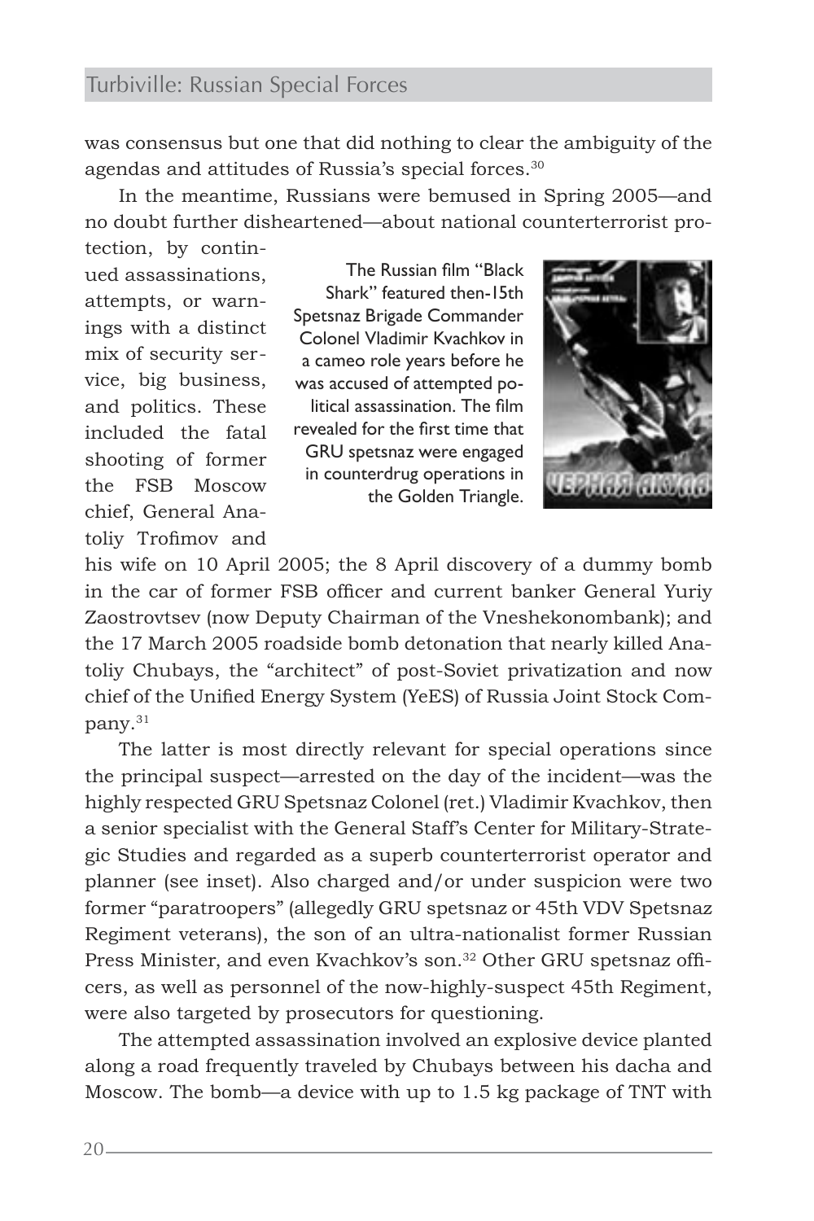was consensus but one that did nothing to clear the ambiguity of the agendas and attitudes of Russia's special forces.[30]

In the meantime, Russians were bemused in Spring 2005—and no doubt further disheartened—about national counterterrorist protection, by continued assassinations, attempts, or warnings with a distinct mix of security service, big business, and politics. These included the fatal shooting of former the FSB Moscow chief, General Anatoliy Trofimov and his wife on 10 April 2005; the 8 April discovery of a dummy bomb in the car of former FSB officer and current banker General Yuriy Zaostrovtsev (now Deputy Chairman of the Vneshekonombank); and the 17 March 2005 roadside bomb detonation that nearly killed Anatoliy Chubays, the "architect" of post-Soviet privatization and now chief of the Unified Energy System (YeES) of Russia Joint Stock Company.[31]

The Russian film "Black Shark" featured then-15th Spetsnaz Brigade Commander Colonel Vladimir Kvachkov in a cameo role years before he was accused of attempted political assassination. The film revealed for the first time that GRU spetsnaz were engaged in counterdrug operations in the Golden Triangle.

The latter is most directly relevant for special operations since the principal suspect—arrested on the day of the incident—was the highly respected GRU Spetsnaz Colonel (ret.) Vladimir Kvachkov, then a senior specialist with the General Staff's Center for Military-Strategic Studies and regarded as a superb counterterrorist operator and planner (see inset). Also charged and/or under suspicion were two former "paratroopers" (allegedly GRU spetsnaz or 45th VDV Spetsnaz Regiment veterans), the son of an ultra-nationalist former Russian Press Minister, and even Kvachkov's son.[32] Other GRU spetsnaz officers, as well as personnel of the now-highly-suspect 45th Regiment, were also targeted by prosecutors for questioning.

The attempted assassination involved an explosive device planted along a road frequently traveled by Chubays between his dacha and Moscow. The bomb—a device with up to 1.5 kg package of TNT with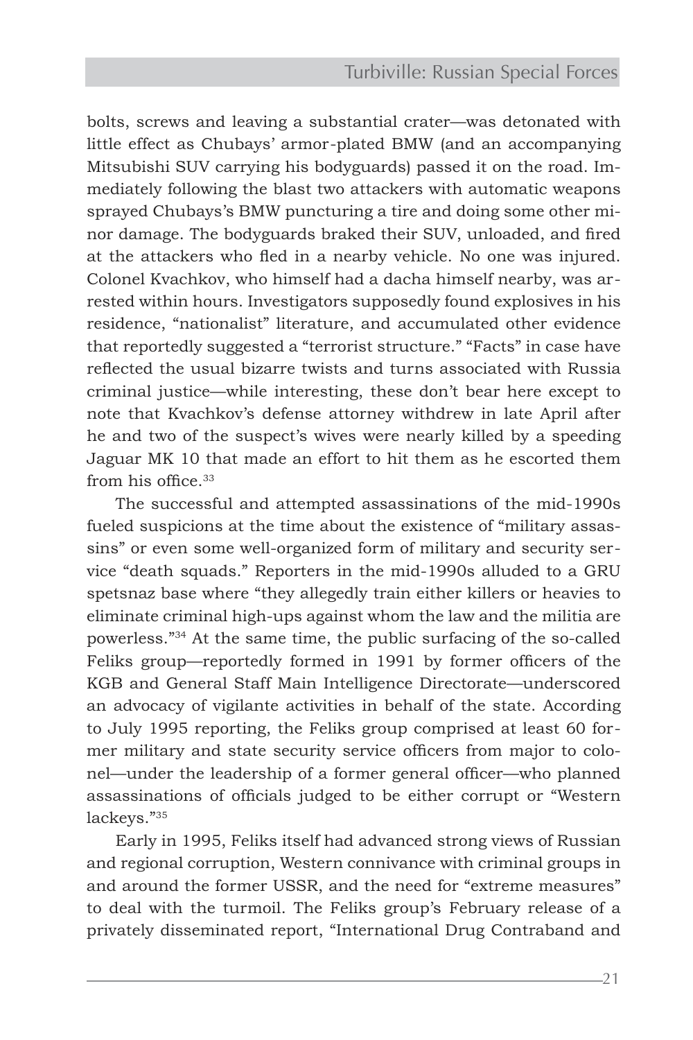bolts, screws and leaving a substantial crater—was detonated with little effect as Chubays' armor-plated BMW (and an accompanying Mitsubishi SUV carrying his bodyguards) passed it on the road. Immediately following the blast two attackers with automatic weapons sprayed Chubays's BMW puncturing a tire and doing some other minor damage. The bodyguards braked their SUV, unloaded, and fired at the attackers who fled in a nearby vehicle. No one was injured. Colonel Kvachkov, who himself had a dacha himself nearby, was arrested within hours. Investigators supposedly found explosives in his residence, "nationalist" literature, and accumulated other evidence that reportedly suggested a "terrorist structure." "Facts" in case have reflected the usual bizarre twists and turns associated with Russia criminal justice—while interesting, these don't bear here except to note that Kvachkov's defense attorney withdrew in late April after he and two of the suspect's wives were nearly killed by a speeding Jaguar MK 10 that made an effort to hit them as he escorted them from his office.[33]

The successful and attempted assassinations of the mid-1990s fueled suspicions at the time about the existence of "military assassins" or even some well-organized form of military and security service "death squads." Reporters in the mid-1990s alluded to a GRU spetsnaz base where "they allegedly train either killers or heavies to eliminate criminal high-ups against whom the law and the militia are powerless."[34] At the same time, the public surfacing of the so-called Feliks group—reportedly formed in 1991 by former officers of the KGB and General Staff Main Intelligence Directorate—underscored an advocacy of vigilante activities in behalf of the state. According to July 1995 reporting, the Feliks group comprised at least 60 former military and state security service officers from major to colonel—under the leadership of a former general officer—who planned assassinations of officials judged to be either corrupt or "Western lackeys."[35]

Early in 1995, Feliks itself had advanced strong views of Russian and regional corruption, Western connivance with criminal groups in and around the former USSR, and the need for "extreme measures" to deal with the turmoil. The Feliks group's February release of a privately disseminated report, "International Drug Contraband and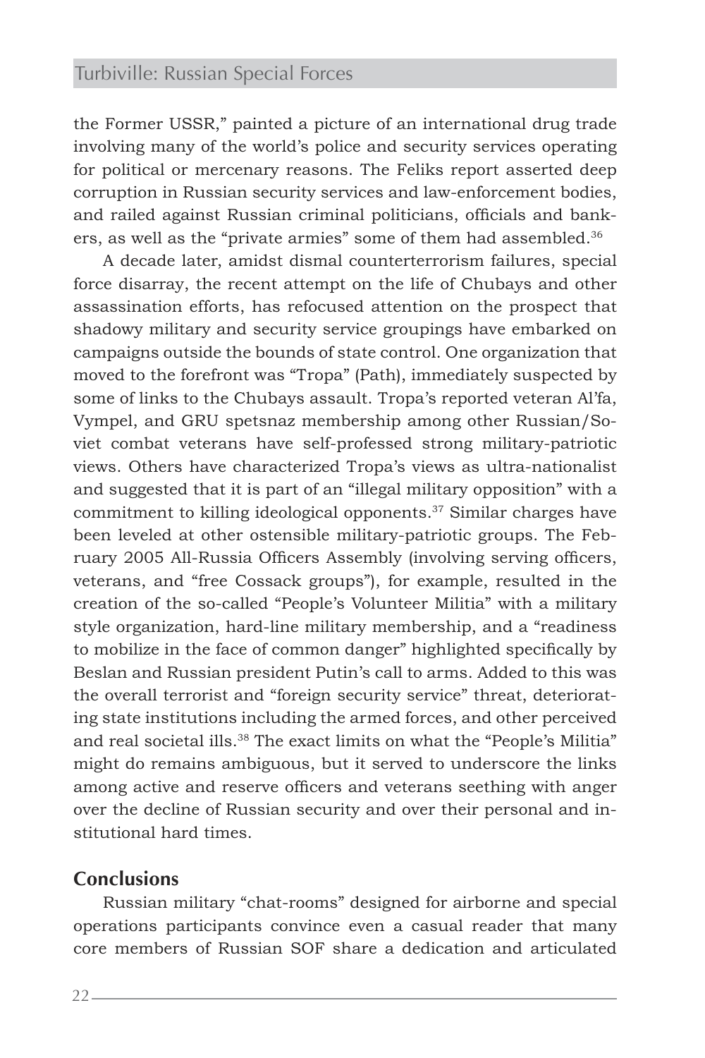the Former USSR," painted a picture of an international drug trade involving many of the world's police and security services operating for political or mercenary reasons. The Feliks report asserted deep corruption in Russian security services and law-enforcement bodies, and railed against Russian criminal politicians, officials and bankers, as well as the "private armies" some of them had assembled.[36]

A decade later, amidst dismal counterterrorism failures, special force disarray, the recent attempt on the life of Chubays and other assassination efforts, has refocused attention on the prospect that shadowy military and security service groupings have embarked on campaigns outside the bounds of state control. One organization that moved to the forefront was "Tropa" (Path), immediately suspected by some of links to the Chubays assault. Tropa's reported veteran Al'fa, Vympel, and GRU spetsnaz membership among other Russian/Soviet combat veterans have self-professed strong military-patriotic views. Others have characterized Tropa's views as ultra-nationalist and suggested that it is part of an "illegal military opposition" with a commitment to killing ideological opponents.[37] Similar charges have been leveled at other ostensible military-patriotic groups. The February 2005 All-Russia Officers Assembly (involving serving officers, veterans, and "free Cossack groups"), for example, resulted in the creation of the so-called "People's Volunteer Militia" with a military style organization, hard-line military membership, and a "readiness to mobilize in the face of common danger" highlighted specifically by Beslan and Russian president Putin's call to arms. Added to this was the overall terrorist and "foreign security service" threat, deteriorating state institutions including the armed forces, and other perceived and real societal ills.[38] The exact limits on what the "People's Militia" might do remains ambiguous, but it served to underscore the links among active and reserve officers and veterans seething with anger over the decline of Russian security and over their personal and institutional hard times.

## Conclusions

Russian military "chat-rooms" designed for airborne and special operations participants convince even a casual reader that many core members of Russian SOF share a dedication and articulated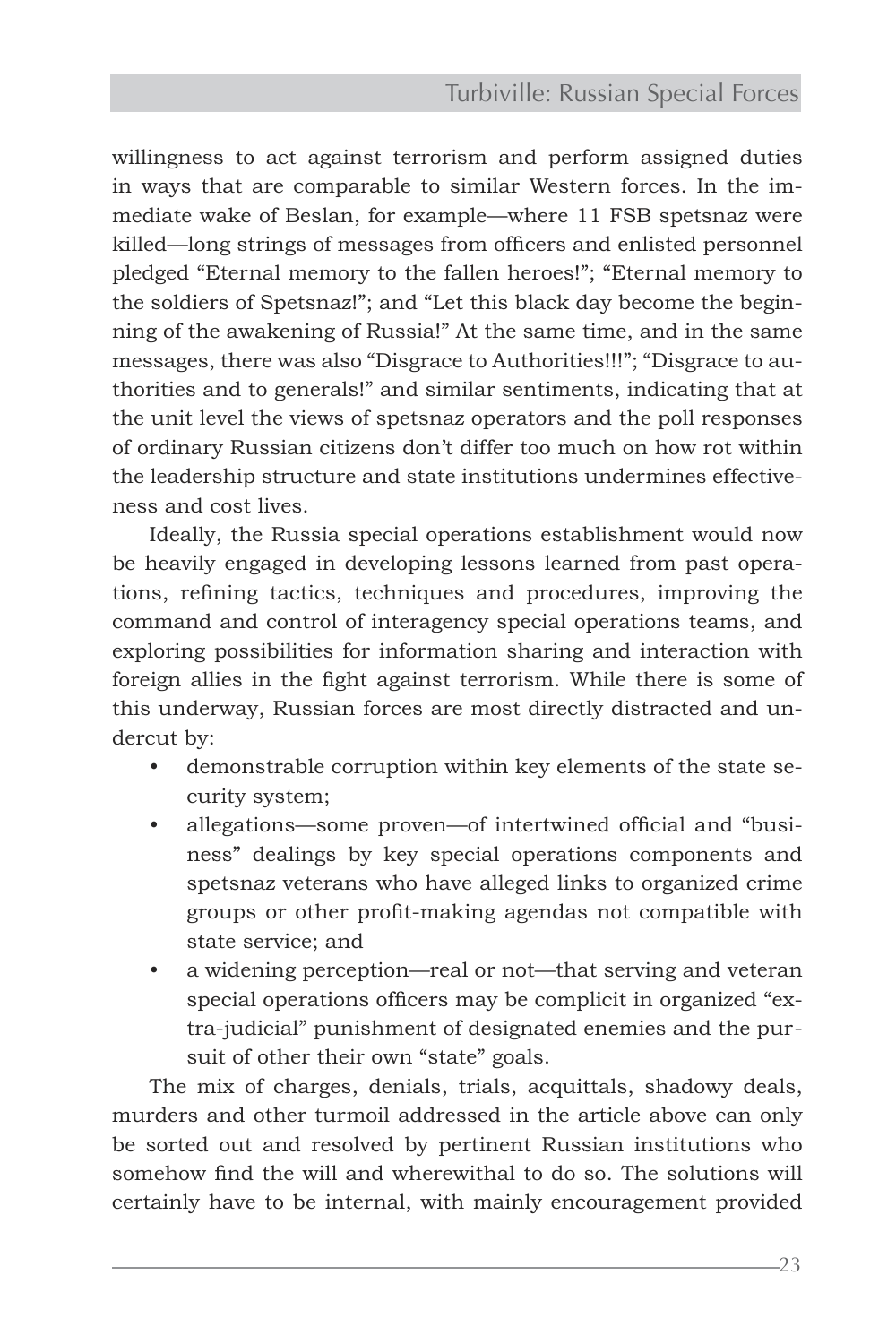willingness to act against terrorism and perform assigned duties in ways that are comparable to similar Western forces. In the immediate wake of Beslan, for example—where 11 FSB spetsnaz were killed—long strings of messages from officers and enlisted personnel pledged “Eternal memory to the fallen heroes!”; “Eternal memory to the soldiers of Spetsnaz!”; and “Let this black day become the beginning of the awakening of Russia!” At the same time, and in the same messages, there was also “Disgrace to Authorities!!!”; “Disgrace to authorities and to generals!” and similar sentiments, indicating that at the unit level the views of spetsnaz operators and the poll responses of ordinary Russian citizens don’t differ too much on how rot within the leadership structure and state institutions undermines effectiveness and cost lives.

Ideally, the Russia special operations establishment would now be heavily engaged in developing lessons learned from past operations, refining tactics, techniques and procedures, improving the command and control of interagency special operations teams, and exploring possibilities for information sharing and interaction with foreign allies in the fight against terrorism. While there is some of this underway, Russian forces are most directly distracted and undercut by:

- demonstrable corruption within key elements of the state security system;
- allegations—some proven—of intertwined official and “business” dealings by key special operations components and spetsnaz veterans who have alleged links to organized crime groups or other profit-making agendas not compatible with state service; and
- a widening perception—real or not—that serving and veteran special operations officers may be complicit in organized “extra-judicial” punishment of designated enemies and the pursuit of other their own “state” goals.

The mix of charges, denials, trials, acquittals, shadowy deals, murders and other turmoil addressed in the article above can only be sorted out and resolved by pertinent Russian institutions who somehow find the will and wherewithal to do so. The solutions will certainly have to be internal, with mainly encouragement provided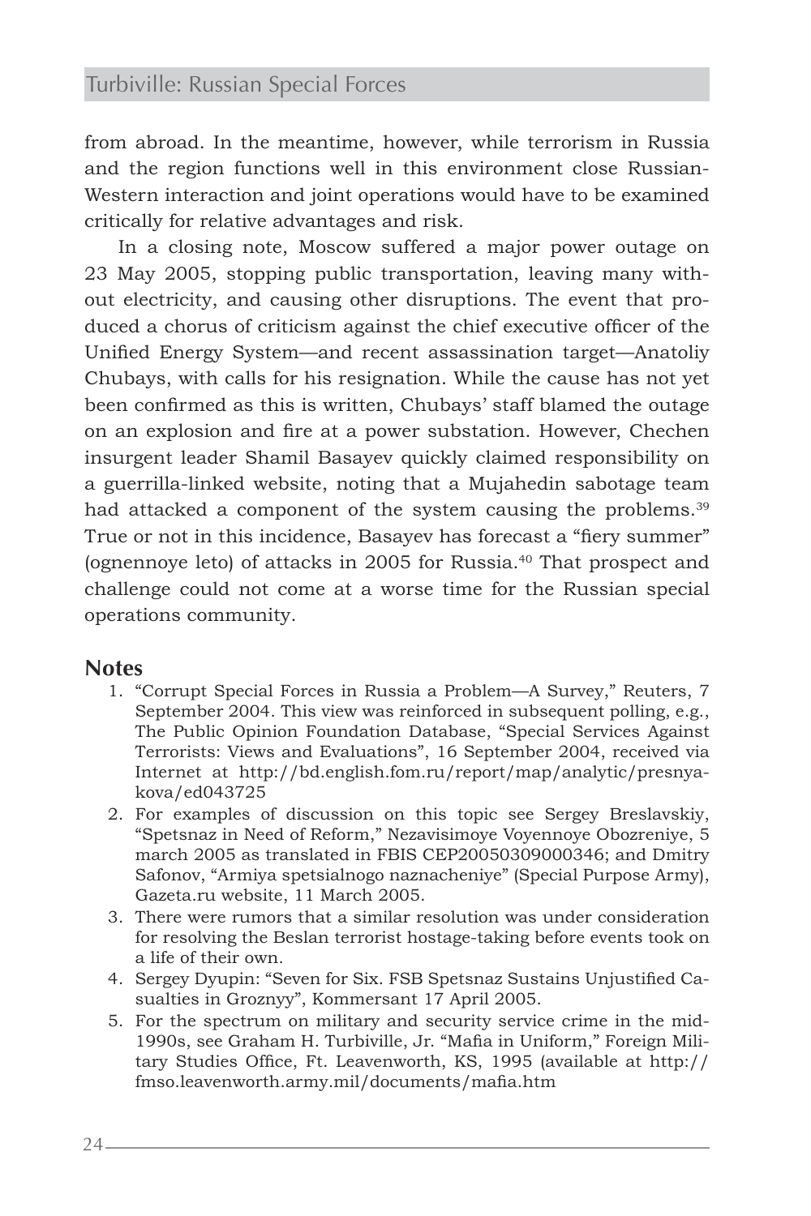from abroad. In the meantime, however, while terrorism in Russia and the region functions well in this environment close Russian-Western interaction and joint operations would have to be examined critically for relative advantages and risk.

In a closing note, Moscow suffered a major power outage on 23 May 2005, stopping public transportation, leaving many without electricity, and causing other disruptions. The event that produced a chorus of criticism against the chief executive officer of the Unified Energy System—and recent assassination target—Anatoliy Chubays, with calls for his resignation. While the cause has not yet been confirmed as this is written, Chubays' staff blamed the outage on an explosion and fire at a power substation. However, Chechen insurgent leader Shamil Basayev quickly claimed responsibility on a guerrilla-linked website, noting that a Mujahedin sabotage team had attacked a component of the system causing the problems.[39] True or not in this incidence, Basayev has forecast a "fiery summer" (ognennoye leto) of attacks in 2005 for Russia.[40] That prospect and challenge could not come at a worse time for the Russian special operations community.

## Notes

1. "Corrupt Special Forces in Russia a Problem—A Survey," Reuters, 7 September 2004. This view was reinforced in subsequent polling, e.g., The Public Opinion Foundation Database, "Special Services Against Terrorists: Views and Evaluations", 16 September 2004, received via Internet at http://bd.english.fom.ru/report/map/analytic/presnyakova/ed043725
2. For examples of discussion on this topic see Sergey Breslavskiy, "Spetsnaz in Need of Reform," Nezavisimoye Voyennoye Obozreniye, 5 march 2005 as translated in FBIS CEP20050309000346; and Dmitry Safonov, "Armiya spetsialnogo naznacheniye" (Special Purpose Army), Gazeta.ru website, 11 March 2005.
3. There were rumors that a similar resolution was under consideration for resolving the Beslan terrorist hostage-taking before events took on a life of their own.
4. Sergey Dyupin: "Seven for Six. FSB Spetsnaz Sustains Unjustified Casualties in Groznyy", Kommersant 17 April 2005.
5. For the spectrum on military and security service crime in the mid-1990s, see Graham H. Turbiville, Jr. "Mafia in Uniform," Foreign Military Studies Office, Ft. Leavenworth, KS, 1995 (available at http://fmso.leavenworth.army.mil/documents/mafia.htm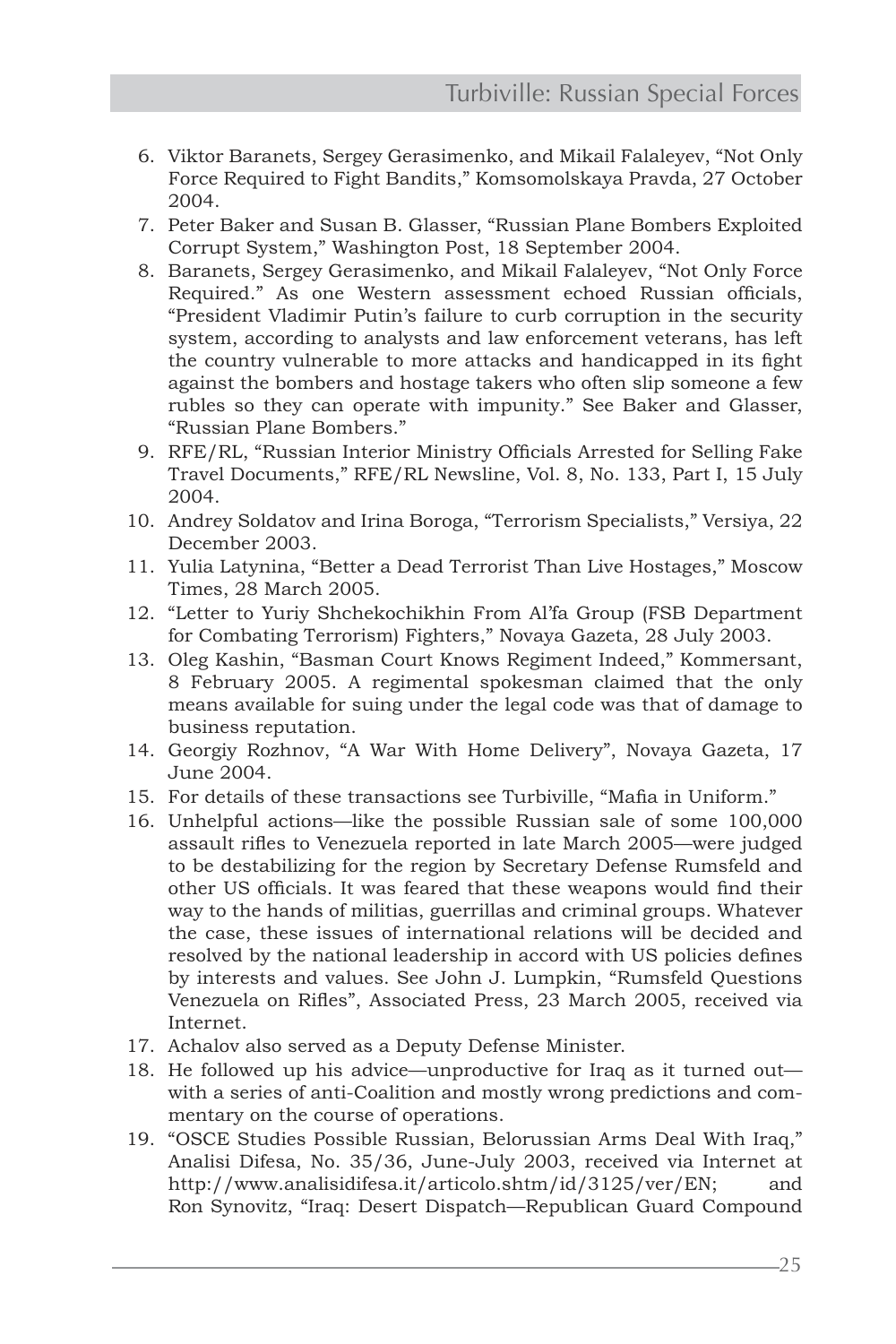6. Viktor Baranets, Sergey Gerasimenko, and Mikail Falaleyev, "Not Only Force Required to Fight Bandits," Komsomolskaya Pravda, 27 October 2004.
7. Peter Baker and Susan B. Glasser, "Russian Plane Bombers Exploited Corrupt System," Washington Post, 18 September 2004.
8. Baranets, Sergey Gerasimenko, and Mikail Falaleyev, "Not Only Force Required." As one Western assessment echoed Russian officials, "President Vladimir Putin's failure to curb corruption in the security system, according to analysts and law enforcement veterans, has left the country vulnerable to more attacks and handicapped in its fight against the bombers and hostage takers who often slip someone a few rubles so they can operate with impunity." See Baker and Glasser, "Russian Plane Bombers."
9. RFE/RL, "Russian Interior Ministry Officials Arrested for Selling Fake Travel Documents," RFE/RL Newsline, Vol. 8, No. 133, Part I, 15 July 2004.
10. Andrey Soldatov and Irina Boroga, "Terrorism Specialists," Versiya, 22 December 2003.
11. Yulia Latynina, "Better a Dead Terrorist Than Live Hostages," Moscow Times, 28 March 2005.
12. "Letter to Yuriy Shchekochikhin From Al'fa Group (FSB Department for Combating Terrorism) Fighters," Novaya Gazeta, 28 July 2003.
13. Oleg Kashin, "Basman Court Knows Regiment Indeed," Kommersant, 8 February 2005. A regimental spokesman claimed that the only means available for suing under the legal code was that of damage to business reputation.
14. Georgiy Rozhnov, "A War With Home Delivery", Novaya Gazeta, 17 June 2004.
15. For details of these transactions see Turbiville, "Mafia in Uniform."
16. Unhelpful actions—like the possible Russian sale of some 100,000 assault rifles to Venezuela reported in late March 2005—were judged to be destabilizing for the region by Secretary Defense Rumsfeld and other US officials. It was feared that these weapons would find their way to the hands of militias, guerrillas and criminal groups. Whatever the case, these issues of international relations will be decided and resolved by the national leadership in accord with US policies defines by interests and values. See John J. Lumpkin, "Rumsfeld Questions Venezuela on Rifles", Associated Press, 23 March 2005, received via Internet.
17. Achalov also served as a Deputy Defense Minister.
18. He followed up his advice—unproductive for Iraq as it turned out—with a series of anti-Coalition and mostly wrong predictions and commentary on the course of operations.
19. "OSCE Studies Possible Russian, Belorussian Arms Deal With Iraq," Analisi Difesa, No. 35/36, June-July 2003, received via Internet at http://www.analisidifesa.it/articolo.shtm/id/3125/ver/EN; and Ron Synovitz, "Iraq: Desert Dispatch—Republican Guard Compound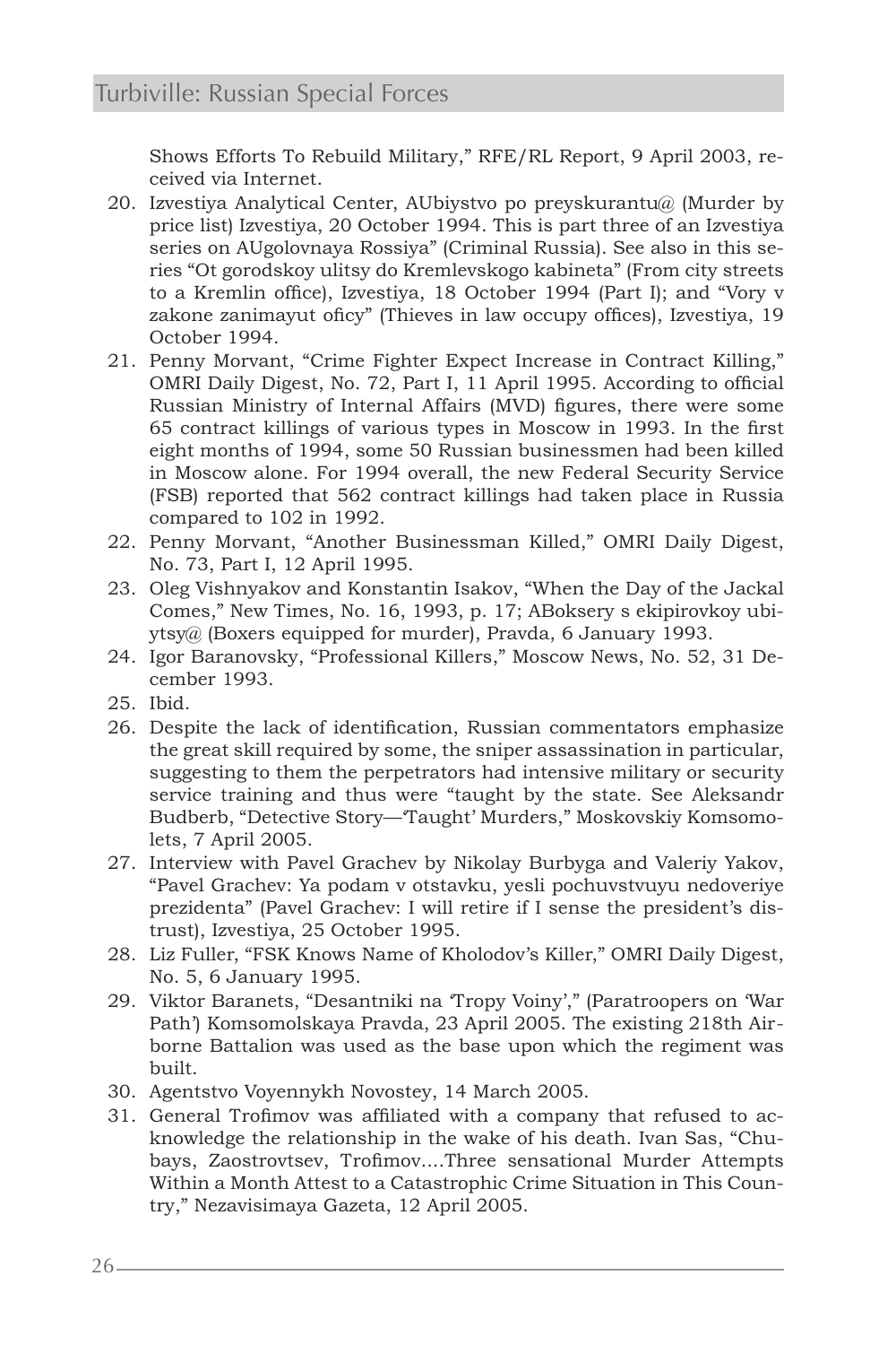Shows Efforts To Rebuild Military," RFE/RL Report, 9 April 2003, received via Internet.

20. Izvestiya Analytical Center, AUbiystvo po preyskurantu@ (Murder by price list) Izvestiya, 20 October 1994. This is part three of an Izvestiya series on AUgolovnaya Rossiya" (Criminal Russia). See also in this series "Ot gorodskoy ulitsy do Kremlevskogo kabineta" (From city streets to a Kremlin office), Izvestiya, 18 October 1994 (Part I); and "Vory v zakone zanimayut oficy" (Thieves in law occupy offices), Izvestiya, 19 October 1994.
21. Penny Morvant, "Crime Fighter Expect Increase in Contract Killing," OMRI Daily Digest, No. 72, Part I, 11 April 1995. According to official Russian Ministry of Internal Affairs (MVD) figures, there were some 65 contract killings of various types in Moscow in 1993. In the first eight months of 1994, some 50 Russian businessmen had been killed in Moscow alone. For 1994 overall, the new Federal Security Service (FSB) reported that 562 contract killings had taken place in Russia compared to 102 in 1992.
22. Penny Morvant, "Another Businessman Killed," OMRI Daily Digest, No. 73, Part I, 12 April 1995.
23. Oleg Vishnyakov and Konstantin Isakov, "When the Day of the Jackal Comes," New Times, No. 16, 1993, p. 17; ABoksery s ekipirovkoy ubiytsy@ (Boxers equipped for murder), Pravda, 6 January 1993.
24. Igor Baranovsky, "Professional Killers," Moscow News, No. 52, 31 December 1993.
25. Ibid.
26. Despite the lack of identification, Russian commentators emphasize the great skill required by some, the sniper assassination in particular, suggesting to them the perpetrators had intensive military or security service training and thus were "taught by the state. See Aleksandr Budberb, "Detective Story—'Taught' Murders," Moskovskiy Komsomolets, 7 April 2005.
27. Interview with Pavel Grachev by Nikolay Burbyga and Valeriy Yakov, "Pavel Grachev: Ya podam v otstavku, yesli pochuvstvuyu nedoveriye prezidenta" (Pavel Grachev: I will retire if I sense the president's distrust), Izvestiya, 25 October 1995.
28. Liz Fuller, "FSK Knows Name of Kholodov's Killer," OMRI Daily Digest, No. 5, 6 January 1995.
29. Viktor Baranets, "Desantniki na 'Tropy Voiny'," (Paratroopers on 'War Path') Komsomolskaya Pravda, 23 April 2005. The existing 218th Airborne Battalion was used as the base upon which the regiment was built.
30. Agentstvo Voyennykh Novostey, 14 March 2005.
31. General Trofimov was affiliated with a company that refused to acknowledge the relationship in the wake of his death. Ivan Sas, "Chubays, Zaostrovtsev, Trofimov....Three sensational Murder Attempts Within a Month Attest to a Catastrophic Crime Situation in This Country," Nezavisimaya Gazeta, 12 April 2005.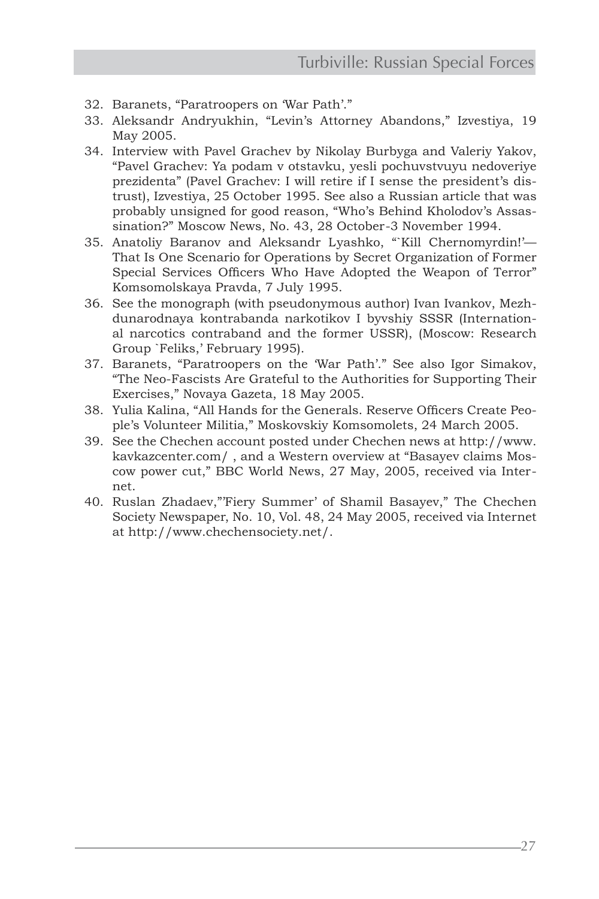32. Baranets, "Paratroopers on 'War Path'."
33. Aleksandr Andryukhin, "Levin's Attorney Abandons," Izvestiya, 19 May 2005.
34. Interview with Pavel Grachev by Nikolay Burbyga and Valeriy Yakov, "Pavel Grachev: Ya podam v otstavku, yesli pochuvstvuyu nedoveriye prezidenta" (Pavel Grachev: I will retire if I sense the president's distrust), Izvestiya, 25 October 1995. See also a Russian article that was probably unsigned for good reason, "Who's Behind Kholodov's Assassination?" Moscow News, No. 43, 28 October-3 November 1994.
35. Anatoliy Baranov and Aleksandr Lyashko, "`Kill Chernomyrdin!'—That Is One Scenario for Operations by Secret Organization of Former Special Services Officers Who Have Adopted the Weapon of Terror" Komsomolskaya Pravda, 7 July 1995.
36. See the monograph (with pseudonymous author) Ivan Ivankov, Mezhdunarodnaya kontrabanda narkotikov I byvshiy SSSR (International narcotics contraband and the former USSR), (Moscow: Research Group `Feliks,' February 1995).
37. Baranets, "Paratroopers on the 'War Path'." See also Igor Simakov, "The Neo-Fascists Are Grateful to the Authorities for Supporting Their Exercises," Novaya Gazeta, 18 May 2005.
38. Yulia Kalina, "All Hands for the Generals. Reserve Officers Create People's Volunteer Militia," Moskovskiy Komsomolets, 24 March 2005.
39. See the Chechen account posted under Chechen news at http://www.kavkazcenter.com/ , and a Western overview at "Basayev claims Moscow power cut," BBC World News, 27 May, 2005, received via Internet.
40. Ruslan Zhadaev,"'Fiery Summer' of Shamil Basayev," The Chechen Society Newspaper, No. 10, Vol. 48, 24 May 2005, received via Internet at http://www.chechensociety.net/.